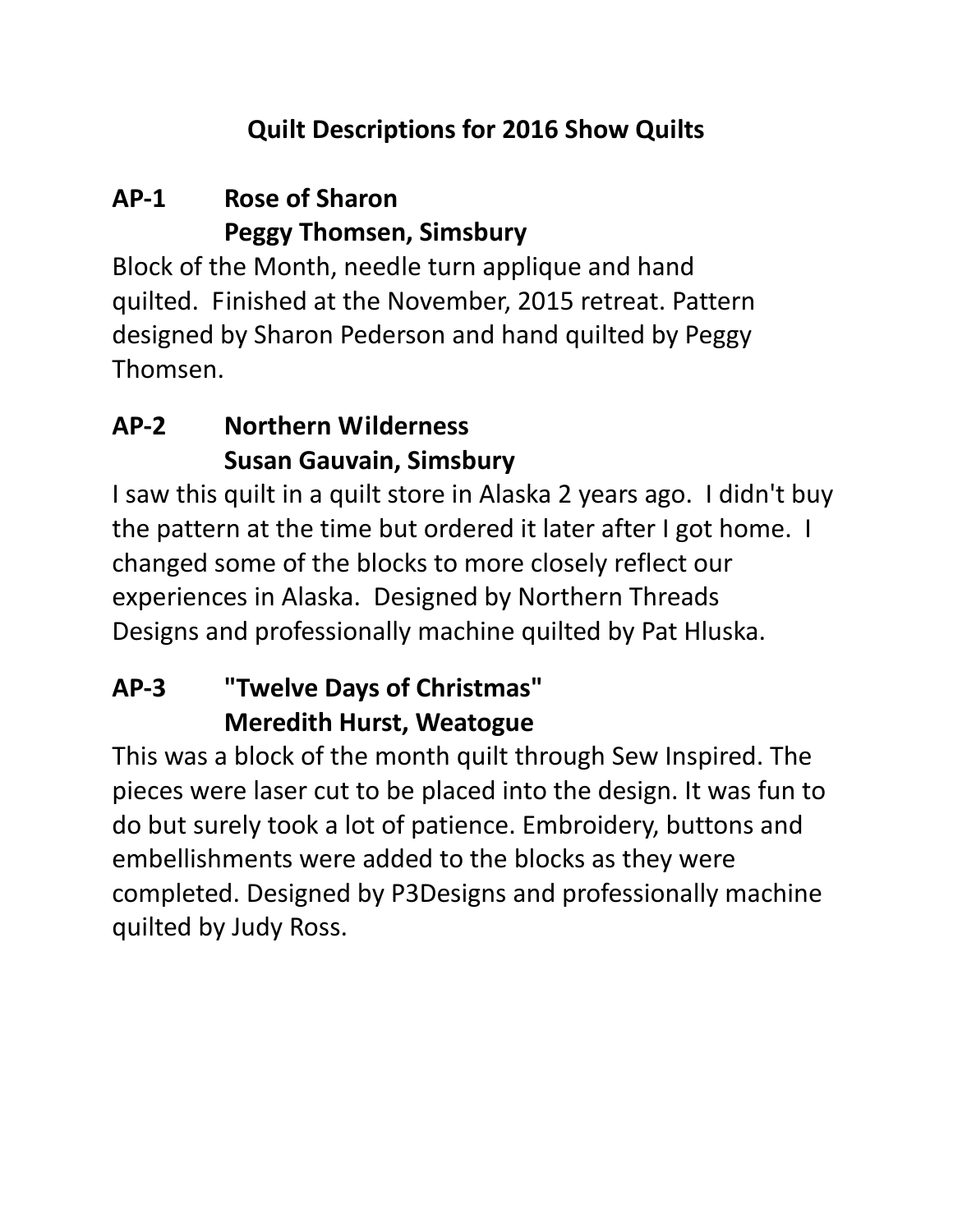# Quilt Descriptions for 2016 Show Quilts

## AP-1 Rose of Sharon
## Peggy Thomsen, Simsbury

Block of the Month, needle turn applique and hand quilted. Finished at the November, 2015 retreat. Pattern designed by Sharon Pederson and hand quilted by Peggy Thomsen.

## AP-2 Northern Wilderness
## Susan Gauvain, Simsbury

I saw this quilt in a quilt store in Alaska 2 years ago. I didn't buy the pattern at the time but ordered it later after I got home. I changed some of the blocks to more closely reflect our experiences in Alaska. Designed by Northern Threads Designs and professionally machine quilted by Pat Hluska.

## AP-3 "Twelve Days of Christmas"
## Meredith Hurst, Weatogue

This was a block of the month quilt through Sew Inspired. The pieces were laser cut to be placed into the design. It was fun to do but surely took a lot of patience. Embroidery, buttons and embellishments were added to the blocks as they were completed. Designed by P3Designs and professionally machine quilted by Judy Ross.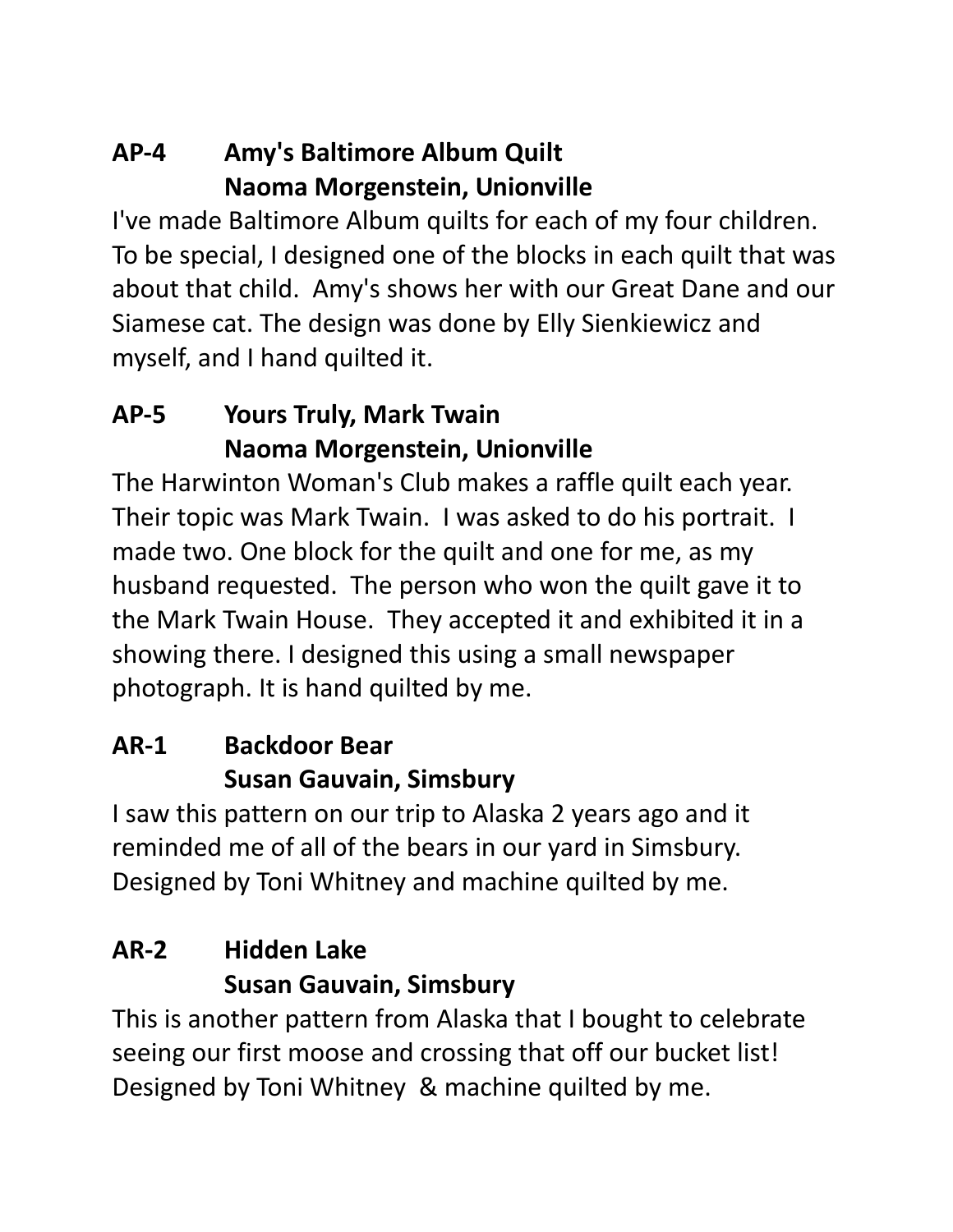**AP-4 Amy's Baltimore Album Quilt**
**Naoma Morgenstein, Unionville**

I've made Baltimore Album quilts for each of my four children. To be special, I designed one of the blocks in each quilt that was about that child. Amy's shows her with our Great Dane and our Siamese cat. The design was done by Elly Sienkiewicz and myself, and I hand quilted it.

**AP-5 Yours Truly, Mark Twain**
**Naoma Morgenstein, Unionville**

The Harwinton Woman's Club makes a raffle quilt each year. Their topic was Mark Twain. I was asked to do his portrait. I made two. One block for the quilt and one for me, as my husband requested. The person who won the quilt gave it to the Mark Twain House. They accepted it and exhibited it in a showing there. I designed this using a small newspaper photograph. It is hand quilted by me.

**AR-1 Backdoor Bear**
**Susan Gauvain, Simsbury**

I saw this pattern on our trip to Alaska 2 years ago and it reminded me of all of the bears in our yard in Simsbury. Designed by Toni Whitney and machine quilted by me.

**AR-2 Hidden Lake**
**Susan Gauvain, Simsbury**

This is another pattern from Alaska that I bought to celebrate seeing our first moose and crossing that off our bucket list! Designed by Toni Whitney & machine quilted by me.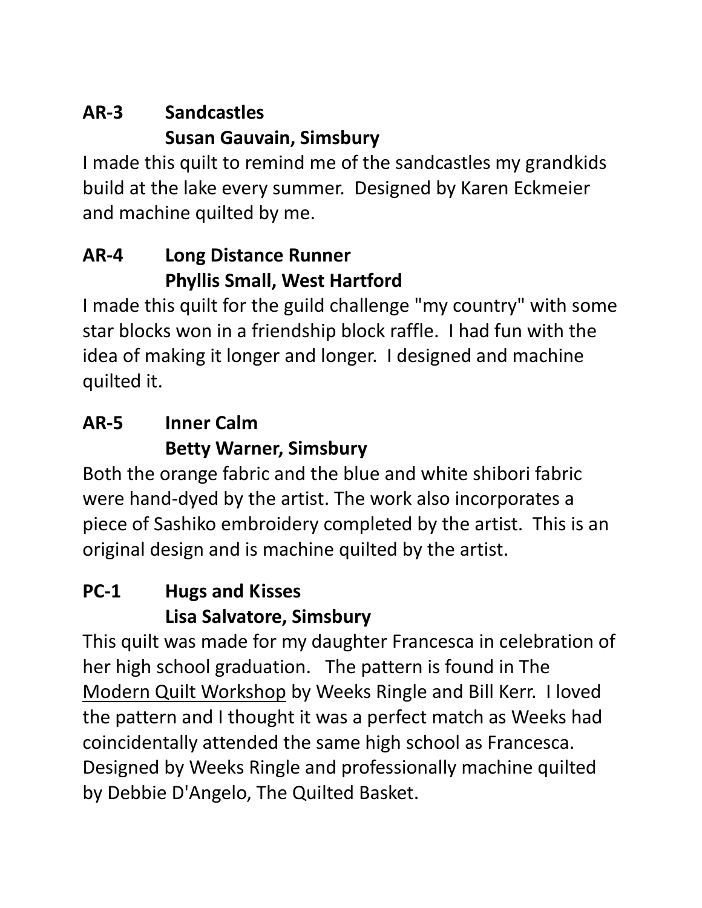**AR-3 Sandcastles**
**Susan Gauvain, Simsbury**

I made this quilt to remind me of the sandcastles my grandkids build at the lake every summer. Designed by Karen Eckmeier and machine quilted by me.

**AR-4 Long Distance Runner**
**Phyllis Small, West Hartford**

I made this quilt for the guild challenge "my country" with some star blocks won in a friendship block raffle. I had fun with the idea of making it longer and longer. I designed and machine quilted it.

**AR-5 Inner Calm**
**Betty Warner, Simsbury**

Both the orange fabric and the blue and white shibori fabric were hand-dyed by the artist. The work also incorporates a piece of Sashiko embroidery completed by the artist. This is an original design and is machine quilted by the artist.

**PC-1 Hugs and Kisses**
**Lisa Salvatore, Simsbury**

This quilt was made for my daughter Francesca in celebration of her high school graduation. The pattern is found in The <u>Modern Quilt Workshop</u> by Weeks Ringle and Bill Kerr. I loved the pattern and I thought it was a perfect match as Weeks had coincidentally attended the same high school as Francesca. Designed by Weeks Ringle and professionally machine quilted by Debbie D'Angelo, The Quilted Basket.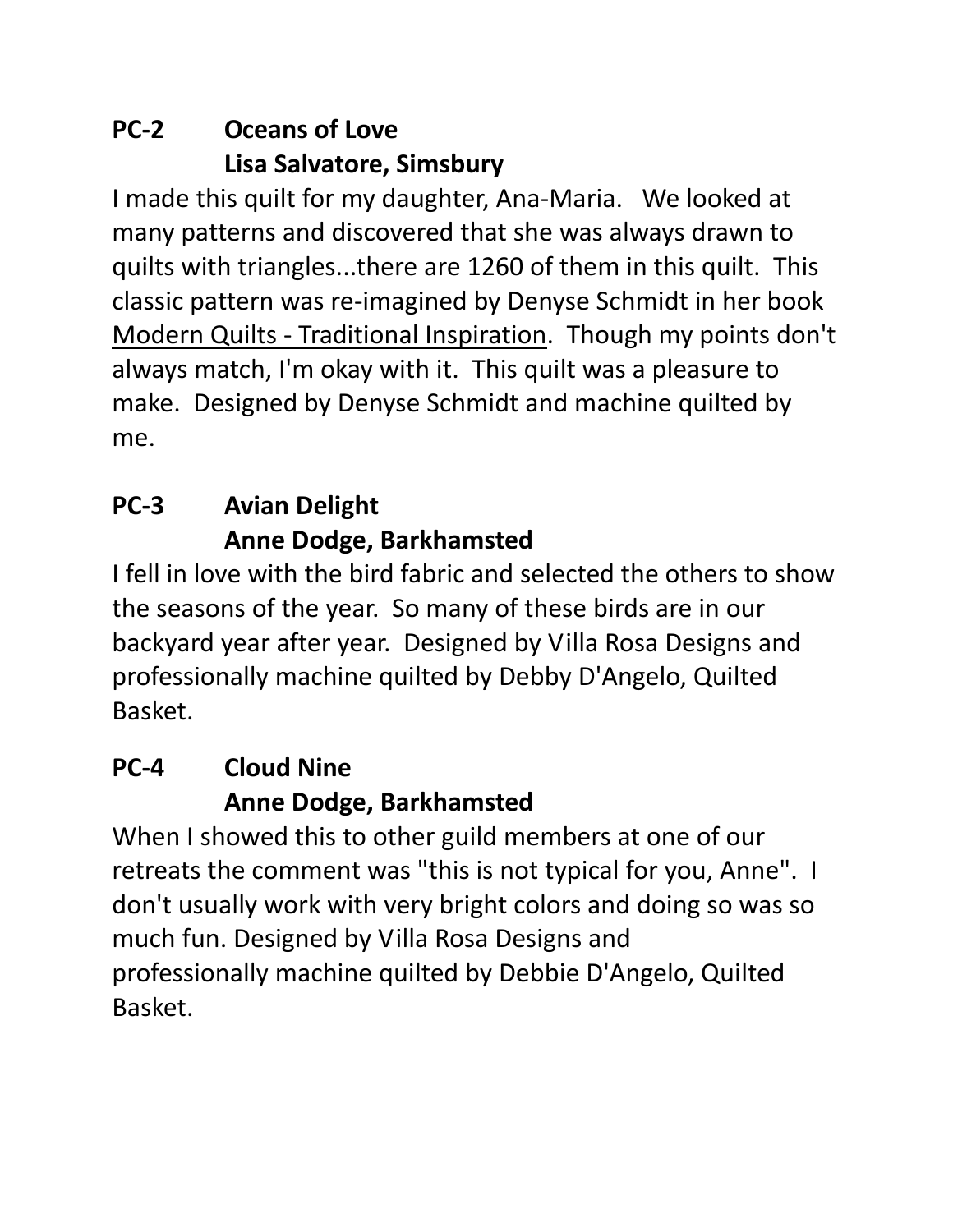**PC-2 Oceans of Love**
**Lisa Salvatore, Simsbury**

I made this quilt for my daughter, Ana-Maria. We looked at many patterns and discovered that she was always drawn to quilts with triangles...there are 1260 of them in this quilt. This classic pattern was re-imagined by Denyse Schmidt in her book Modern Quilts - Traditional Inspiration. Though my points don't always match, I'm okay with it. This quilt was a pleasure to make. Designed by Denyse Schmidt and machine quilted by me.

**PC-3 Avian Delight**
**Anne Dodge, Barkhamsted**

I fell in love with the bird fabric and selected the others to show the seasons of the year. So many of these birds are in our backyard year after year. Designed by Villa Rosa Designs and professionally machine quilted by Debby D'Angelo, Quilted Basket.

**PC-4 Cloud Nine**
**Anne Dodge, Barkhamsted**

When I showed this to other guild members at one of our retreats the comment was "this is not typical for you, Anne". I don't usually work with very bright colors and doing so was so much fun. Designed by Villa Rosa Designs and professionally machine quilted by Debbie D'Angelo, Quilted Basket.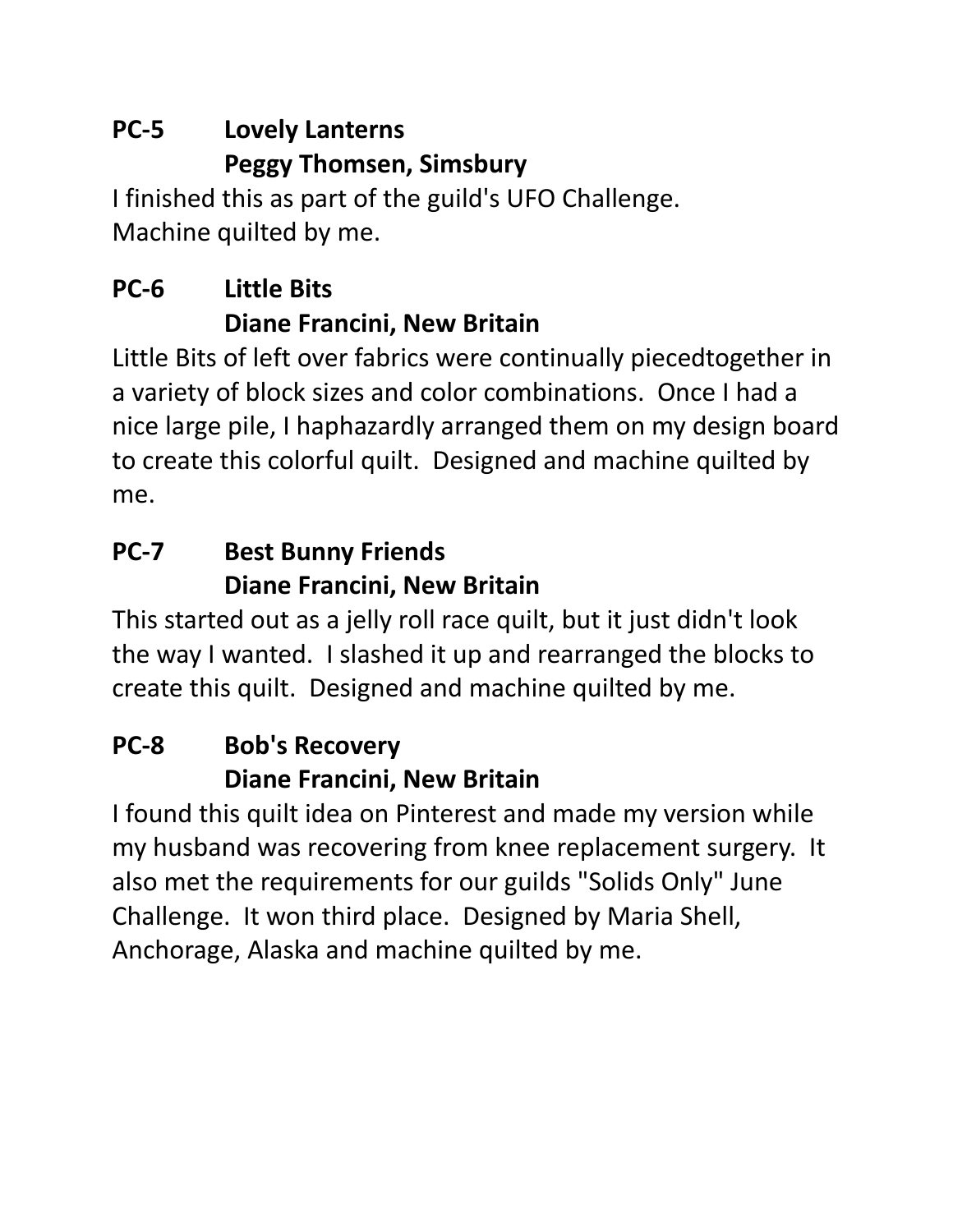**PC-5 Lovely Lanterns**
**Peggy Thomsen, Simsbury**

I finished this as part of the guild's UFO Challenge.
Machine quilted by me.

**PC-6 Little Bits**
**Diane Francini, New Britain**

Little Bits of left over fabrics were continually piecedtogether in a variety of block sizes and color combinations. Once I had a nice large pile, I haphazardly arranged them on my design board to create this colorful quilt. Designed and machine quilted by me.

**PC-7 Best Bunny Friends**
**Diane Francini, New Britain**

This started out as a jelly roll race quilt, but it just didn't look the way I wanted. I slashed it up and rearranged the blocks to create this quilt. Designed and machine quilted by me.

**PC-8 Bob's Recovery**
**Diane Francini, New Britain**

I found this quilt idea on Pinterest and made my version while my husband was recovering from knee replacement surgery. It also met the requirements for our guilds "Solids Only" June Challenge. It won third place. Designed by Maria Shell, Anchorage, Alaska and machine quilted by me.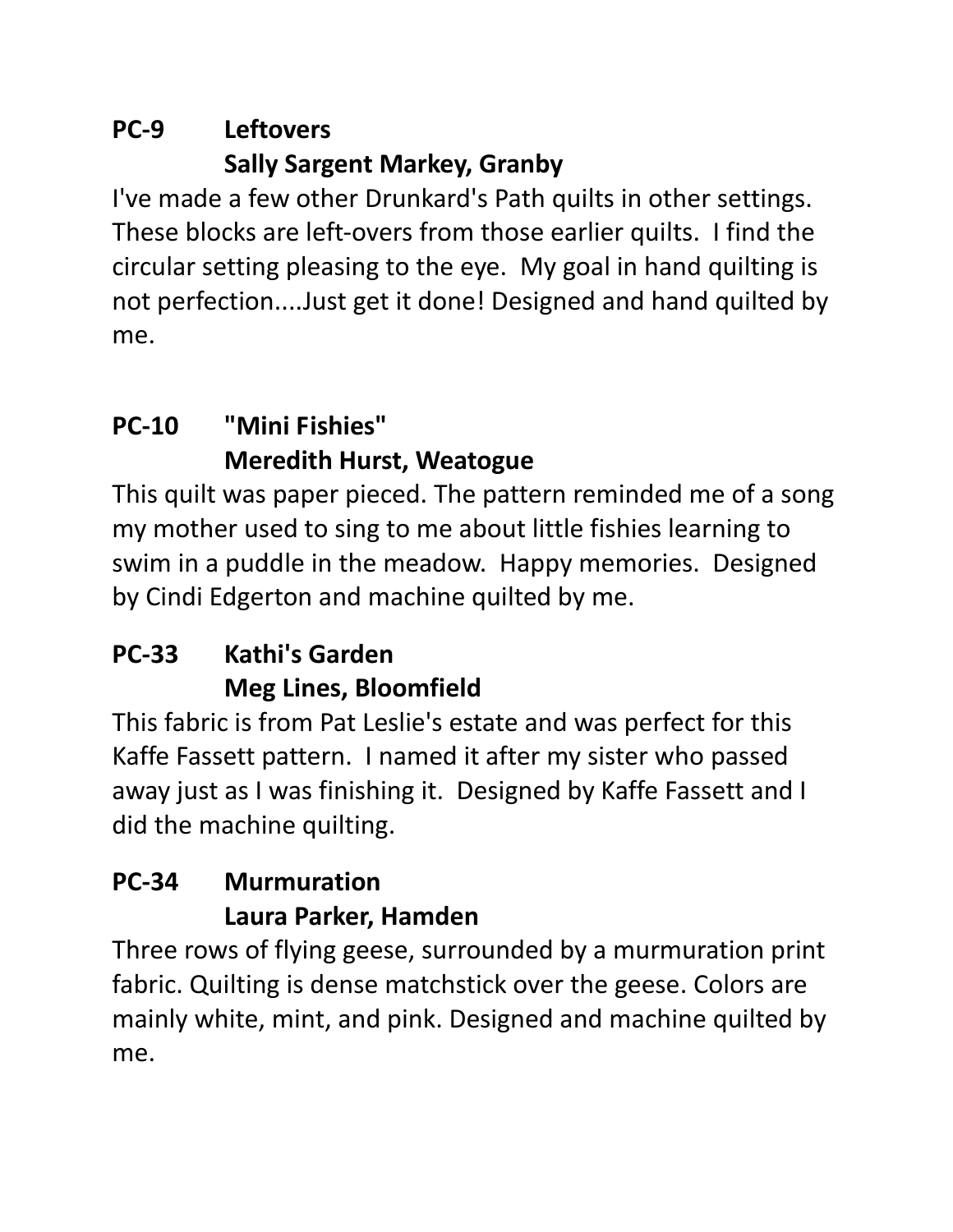**PC-9 Leftovers**
**Sally Sargent Markey, Granby**

I've made a few other Drunkard's Path quilts in other settings. These blocks are left-overs from those earlier quilts. I find the circular setting pleasing to the eye. My goal in hand quilting is not perfection....Just get it done! Designed and hand quilted by me.

**PC-10 "Mini Fishies"**
**Meredith Hurst, Weatogue**

This quilt was paper pieced. The pattern reminded me of a song my mother used to sing to me about little fishies learning to swim in a puddle in the meadow. Happy memories. Designed by Cindi Edgerton and machine quilted by me.

**PC-33 Kathi's Garden**
**Meg Lines, Bloomfield**

This fabric is from Pat Leslie's estate and was perfect for this Kaffe Fassett pattern. I named it after my sister who passed away just as I was finishing it. Designed by Kaffe Fassett and I did the machine quilting.

**PC-34 Murmuration**
**Laura Parker, Hamden**

Three rows of flying geese, surrounded by a murmuration print fabric. Quilting is dense matchstick over the geese. Colors are mainly white, mint, and pink. Designed and machine quilted by me.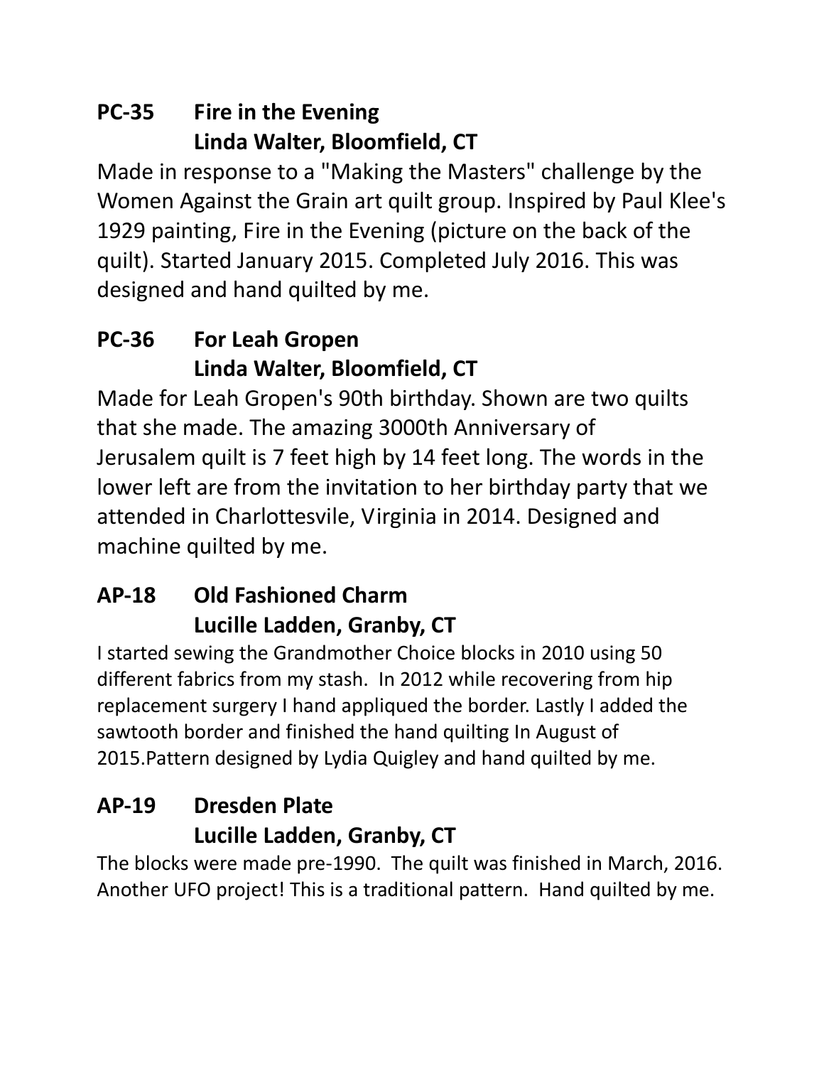## PC-35 Fire in the Evening
## Linda Walter, Bloomfield, CT

Made in response to a "Making the Masters" challenge by the Women Against the Grain art quilt group. Inspired by Paul Klee's 1929 painting, Fire in the Evening (picture on the back of the quilt). Started January 2015. Completed July 2016. This was designed and hand quilted by me.

## PC-36 For Leah Gropen
## Linda Walter, Bloomfield, CT

Made for Leah Gropen's 90th birthday. Shown are two quilts that she made. The amazing 3000th Anniversary of Jerusalem quilt is 7 feet high by 14 feet long. The words in the lower left are from the invitation to her birthday party that we attended in Charlottesvile, Virginia in 2014. Designed and machine quilted by me.

## AP-18 Old Fashioned Charm
## Lucille Ladden, Granby, CT

I started sewing the Grandmother Choice blocks in 2010 using 50 different fabrics from my stash. In 2012 while recovering from hip replacement surgery I hand appliqued the border. Lastly I added the sawtooth border and finished the hand quilting In August of 2015.Pattern designed by Lydia Quigley and hand quilted by me.

## AP-19 Dresden Plate
## Lucille Ladden, Granby, CT

The blocks were made pre-1990. The quilt was finished in March, 2016. Another UFO project! This is a traditional pattern. Hand quilted by me.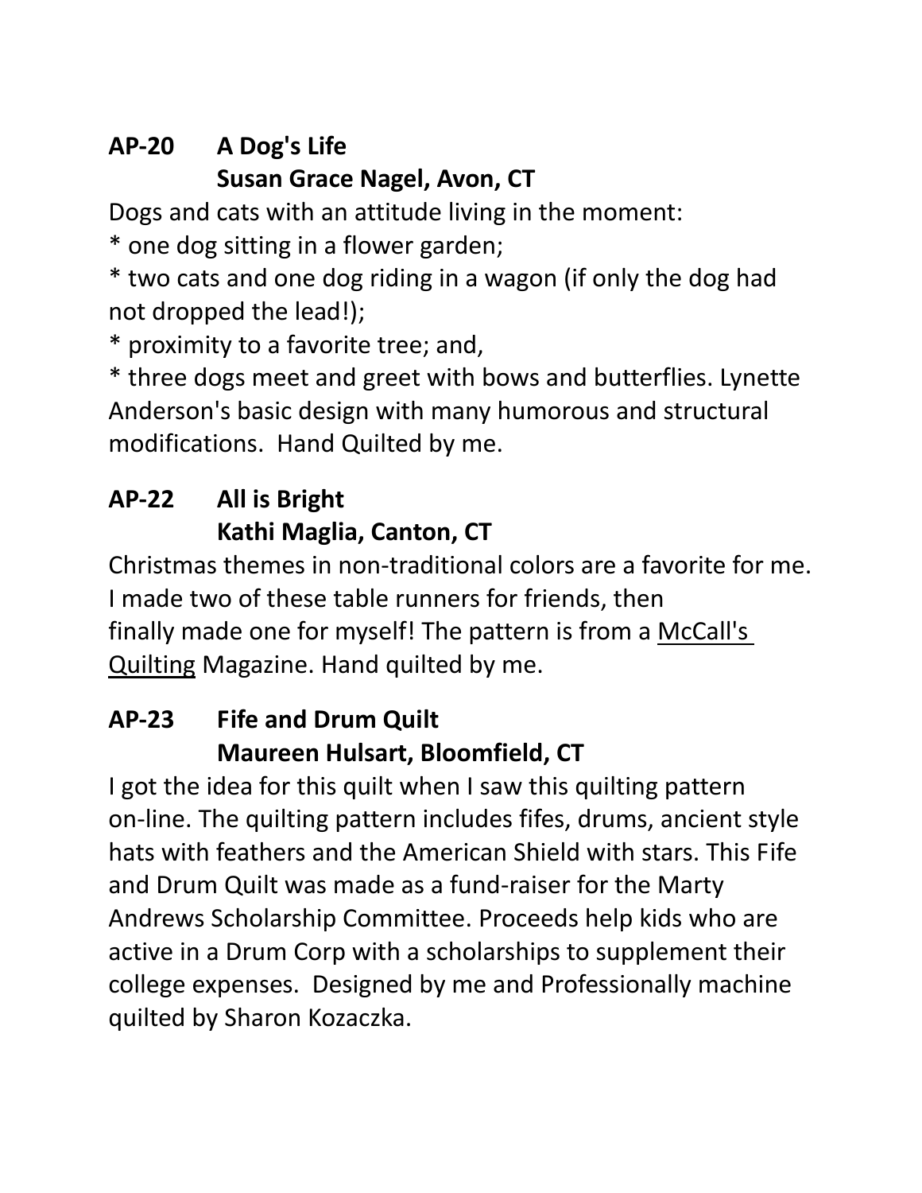**AP-20 A Dog's Life**
**Susan Grace Nagel, Avon, CT**

Dogs and cats with an attitude living in the moment:

* one dog sitting in a flower garden;
* two cats and one dog riding in a wagon (if only the dog had not dropped the lead!);
* proximity to a favorite tree; and,
* three dogs meet and greet with bows and butterflies. Lynette Anderson's basic design with many humorous and structural modifications. Hand Quilted by me.

**AP-22 All is Bright**
**Kathi Maglia, Canton, CT**

Christmas themes in non-traditional colors are a favorite for me. I made two of these table runners for friends, then finally made one for myself! The pattern is from a McCall's Quilting Magazine. Hand quilted by me.

**AP-23 Fife and Drum Quilt**
**Maureen Hulsart, Bloomfield, CT**

I got the idea for this quilt when I saw this quilting pattern on-line. The quilting pattern includes fifes, drums, ancient style hats with feathers and the American Shield with stars. This Fife and Drum Quilt was made as a fund-raiser for the Marty Andrews Scholarship Committee. Proceeds help kids who are active in a Drum Corp with a scholarships to supplement their college expenses. Designed by me and Professionally machine quilted by Sharon Kozaczka.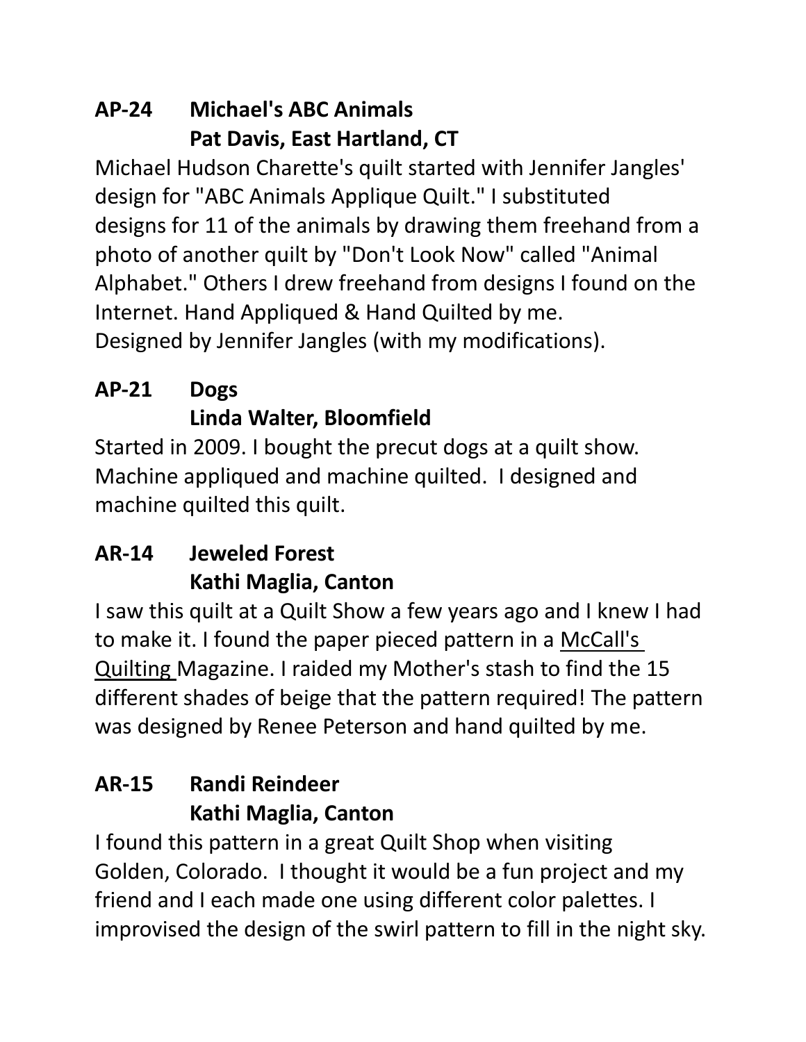**AP-24 Michael's ABC Animals**
**Pat Davis, East Hartland, CT**

Michael Hudson Charette's quilt started with Jennifer Jangles' design for "ABC Animals Applique Quilt." I substituted designs for 11 of the animals by drawing them freehand from a photo of another quilt by "Don't Look Now" called "Animal Alphabet." Others I drew freehand from designs I found on the Internet. Hand Appliqued & Hand Quilted by me.
Designed by Jennifer Jangles (with my modifications).

**AP-21 Dogs**
**Linda Walter, Bloomfield**

Started in 2009. I bought the precut dogs at a quilt show. Machine appliqued and machine quilted. I designed and machine quilted this quilt.

**AR-14 Jeweled Forest**
**Kathi Maglia, Canton**

I saw this quilt at a Quilt Show a few years ago and I knew I had to make it. I found the paper pieced pattern in a McCall's Quilting Magazine. I raided my Mother's stash to find the 15 different shades of beige that the pattern required! The pattern was designed by Renee Peterson and hand quilted by me.

**AR-15 Randi Reindeer**
**Kathi Maglia, Canton**

I found this pattern in a great Quilt Shop when visiting Golden, Colorado. I thought it would be a fun project and my friend and I each made one using different color palettes. I improvised the design of the swirl pattern to fill in the night sky.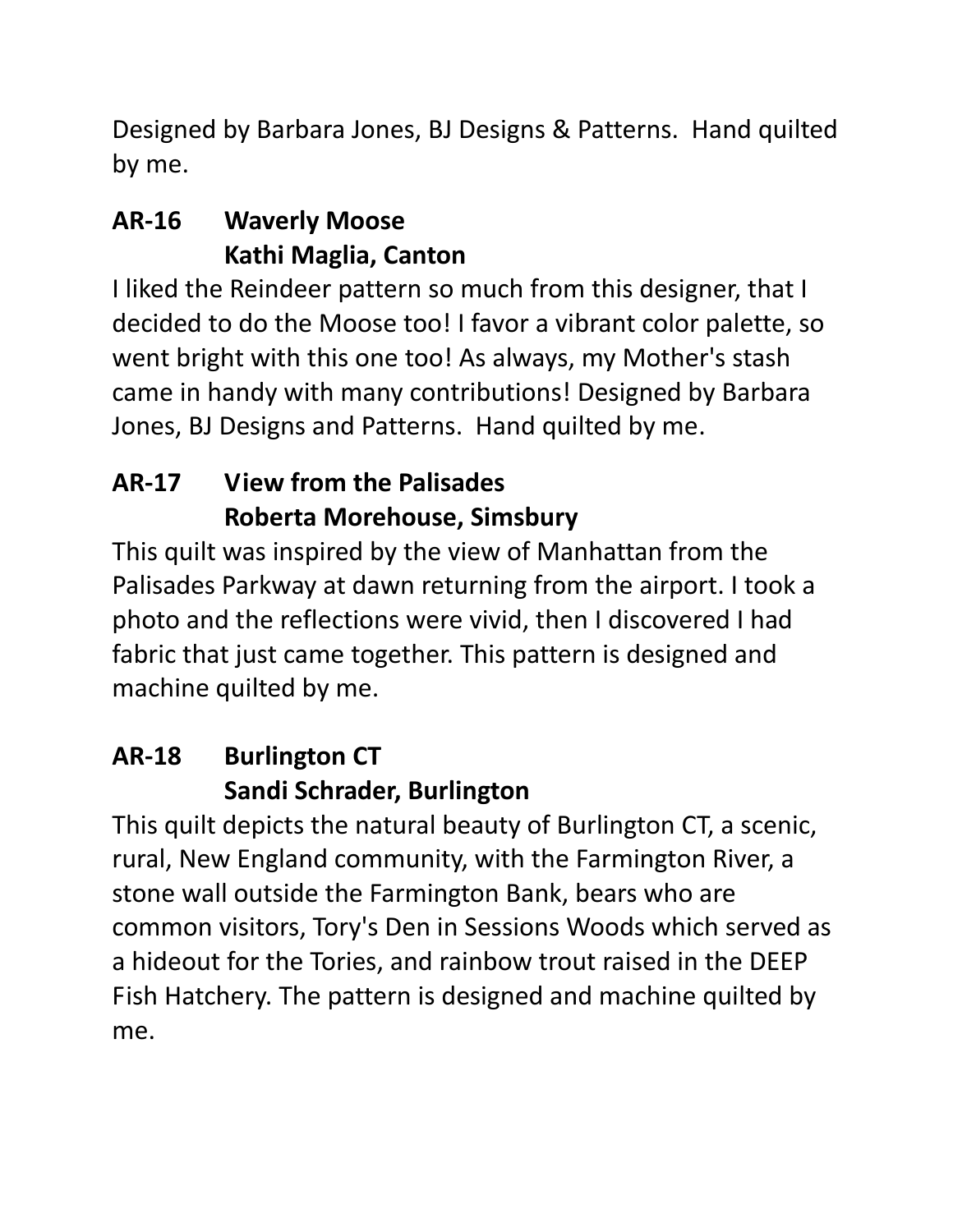Designed by Barbara Jones, BJ Designs & Patterns. Hand quilted by me.

**AR-16 Waverly Moose**
**Kathi Maglia, Canton**

I liked the Reindeer pattern so much from this designer, that I decided to do the Moose too! I favor a vibrant color palette, so went bright with this one too! As always, my Mother's stash came in handy with many contributions! Designed by Barbara Jones, BJ Designs and Patterns. Hand quilted by me.

**AR-17 View from the Palisades**
**Roberta Morehouse, Simsbury**

This quilt was inspired by the view of Manhattan from the Palisades Parkway at dawn returning from the airport. I took a photo and the reflections were vivid, then I discovered I had fabric that just came together. This pattern is designed and machine quilted by me.

**AR-18 Burlington CT**
**Sandi Schrader, Burlington**

This quilt depicts the natural beauty of Burlington CT, a scenic, rural, New England community, with the Farmington River, a stone wall outside the Farmington Bank, bears who are common visitors, Tory's Den in Sessions Woods which served as a hideout for the Tories, and rainbow trout raised in the DEEP Fish Hatchery. The pattern is designed and machine quilted by me.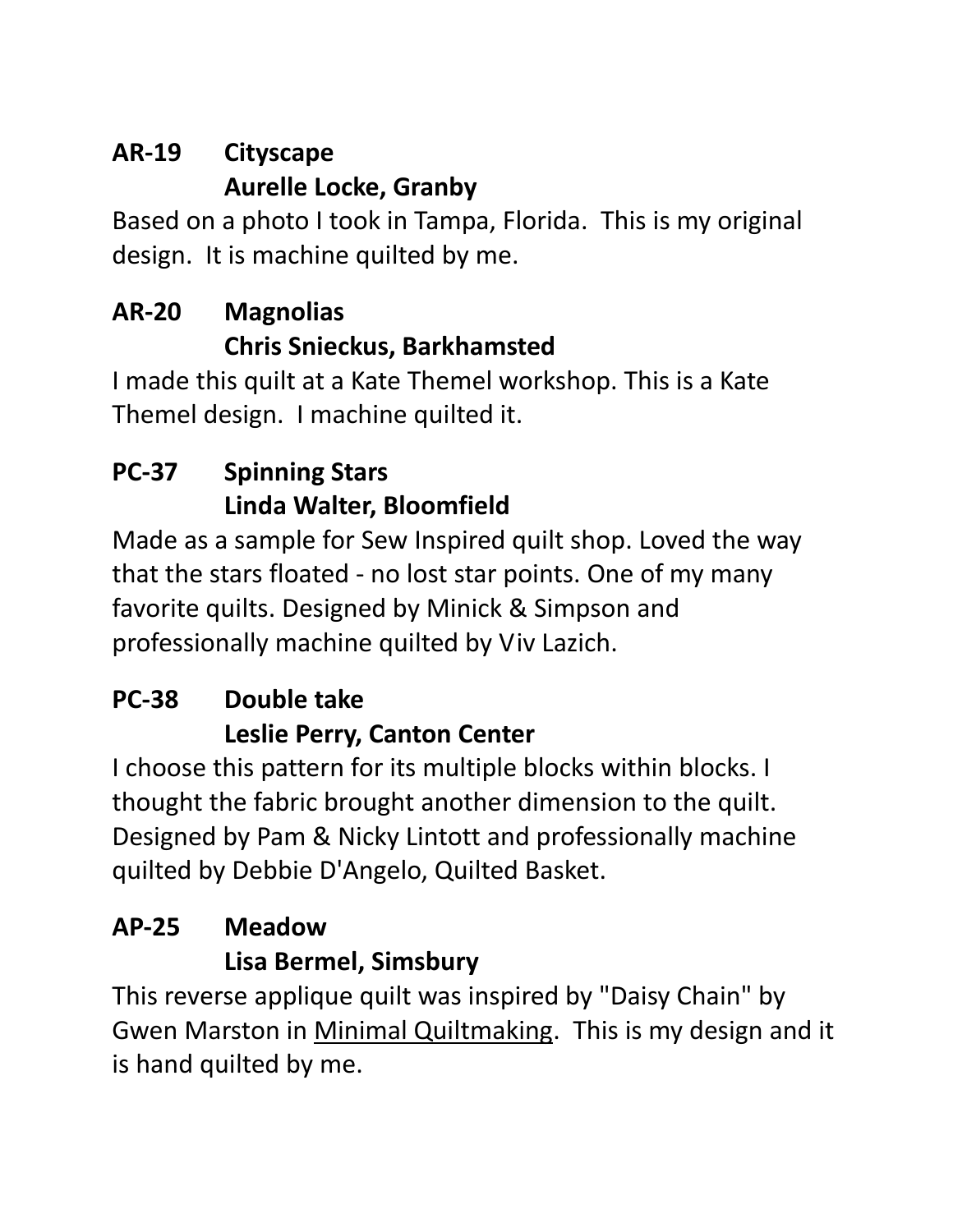**AR-19 Cityscape**
**Aurelle Locke, Granby**

Based on a photo I took in Tampa, Florida. This is my original design. It is machine quilted by me.

**AR-20 Magnolias**
**Chris Snieckus, Barkhamsted**

I made this quilt at a Kate Themel workshop. This is a Kate Themel design. I machine quilted it.

**PC-37 Spinning Stars**
**Linda Walter, Bloomfield**

Made as a sample for Sew Inspired quilt shop. Loved the way that the stars floated - no lost star points. One of my many favorite quilts. Designed by Minick & Simpson and professionally machine quilted by Viv Lazich.

**PC-38 Double take**
**Leslie Perry, Canton Center**

I choose this pattern for its multiple blocks within blocks. I thought the fabric brought another dimension to the quilt. Designed by Pam & Nicky Lintott and professionally machine quilted by Debbie D'Angelo, Quilted Basket.

**AP-25 Meadow**
**Lisa Bermel, Simsbury**

This reverse applique quilt was inspired by "Daisy Chain" by Gwen Marston in <u>Minimal Quiltmaking</u>. This is my design and it is hand quilted by me.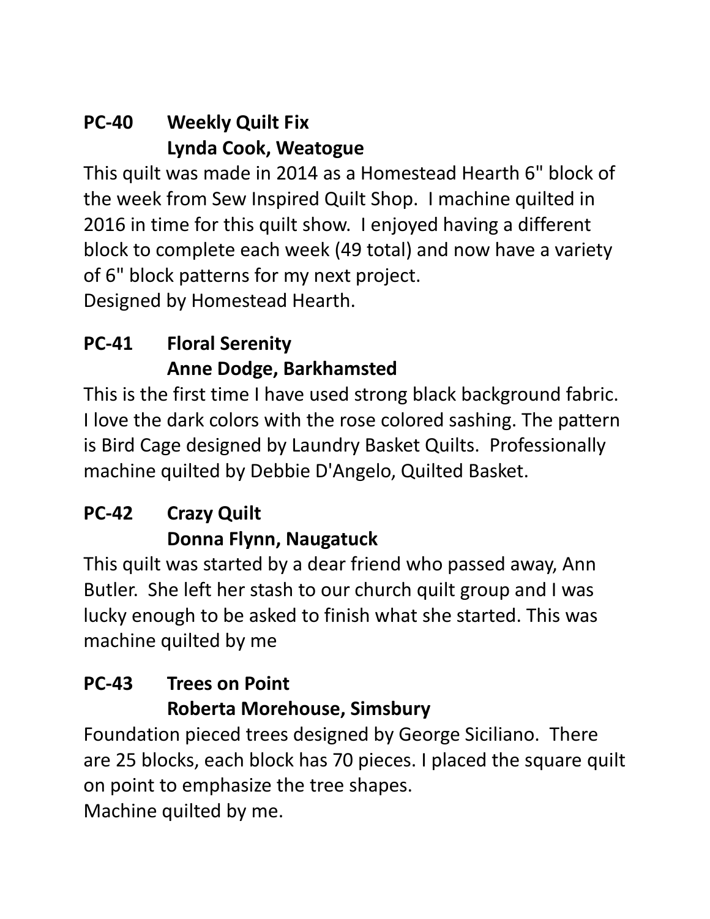**PC-40 Weekly Quilt Fix**
**Lynda Cook, Weatogue**

This quilt was made in 2014 as a Homestead Hearth 6" block of the week from Sew Inspired Quilt Shop. I machine quilted in 2016 in time for this quilt show. I enjoyed having a different block to complete each week (49 total) and now have a variety of 6" block patterns for my next project.
Designed by Homestead Hearth.

**PC-41 Floral Serenity**
**Anne Dodge, Barkhamsted**

This is the first time I have used strong black background fabric. I love the dark colors with the rose colored sashing. The pattern is Bird Cage designed by Laundry Basket Quilts. Professionally machine quilted by Debbie D'Angelo, Quilted Basket.

**PC-42 Crazy Quilt**
**Donna Flynn, Naugatuck**

This quilt was started by a dear friend who passed away, Ann Butler. She left her stash to our church quilt group and I was lucky enough to be asked to finish what she started. This was machine quilted by me

**PC-43 Trees on Point**
**Roberta Morehouse, Simsbury**

Foundation pieced trees designed by George Siciliano. There are 25 blocks, each block has 70 pieces. I placed the square quilt on point to emphasize the tree shapes.
Machine quilted by me.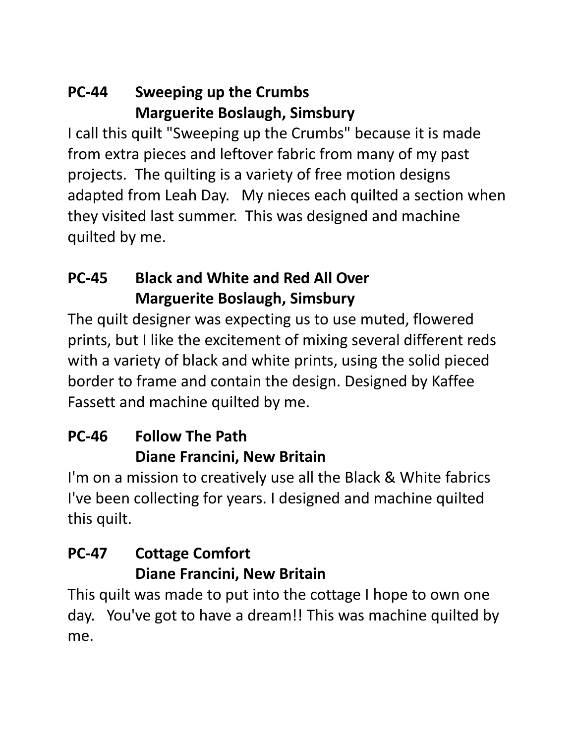**PC-44 Sweeping up the Crumbs**
**Marguerite Boslaugh, Simsbury**

I call this quilt "Sweeping up the Crumbs" because it is made from extra pieces and leftover fabric from many of my past projects. The quilting is a variety of free motion designs adapted from Leah Day. My nieces each quilted a section when they visited last summer. This was designed and machine quilted by me.

**PC-45 Black and White and Red All Over**
**Marguerite Boslaugh, Simsbury**

The quilt designer was expecting us to use muted, flowered prints, but I like the excitement of mixing several different reds with a variety of black and white prints, using the solid pieced border to frame and contain the design. Designed by Kaffee Fassett and machine quilted by me.

**PC-46 Follow The Path**
**Diane Francini, New Britain**

I'm on a mission to creatively use all the Black & White fabrics I've been collecting for years. I designed and machine quilted this quilt.

**PC-47 Cottage Comfort**
**Diane Francini, New Britain**

This quilt was made to put into the cottage I hope to own one day. You've got to have a dream!! This was machine quilted by me.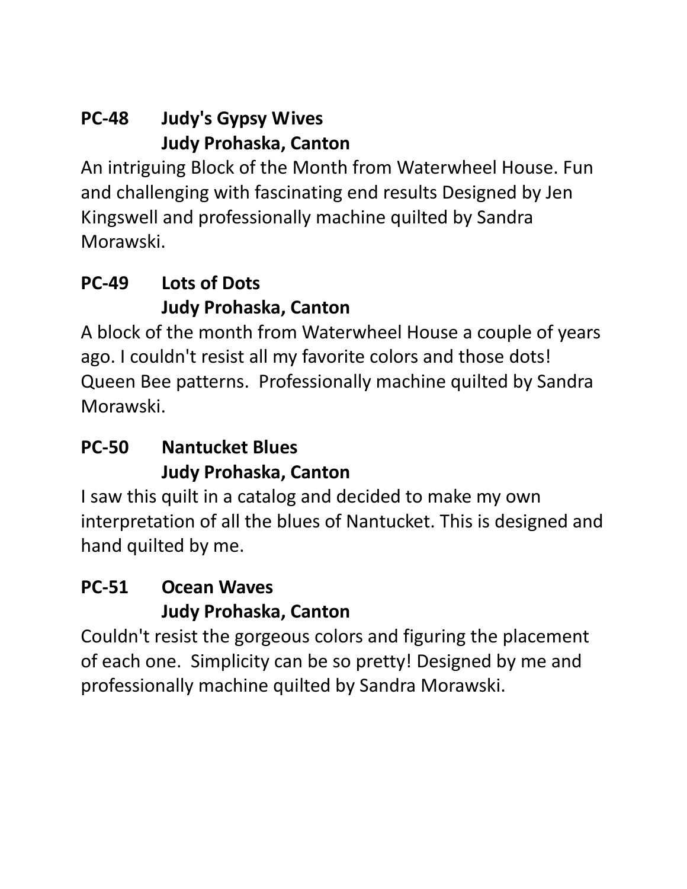**PC-48 Judy's Gypsy Wives**
**Judy Prohaska, Canton**

An intriguing Block of the Month from Waterwheel House. Fun and challenging with fascinating end results Designed by Jen Kingswell and professionally machine quilted by Sandra Morawski.

**PC-49 Lots of Dots**
**Judy Prohaska, Canton**

A block of the month from Waterwheel House a couple of years ago. I couldn't resist all my favorite colors and those dots! Queen Bee patterns. Professionally machine quilted by Sandra Morawski.

**PC-50 Nantucket Blues**
**Judy Prohaska, Canton**

I saw this quilt in a catalog and decided to make my own interpretation of all the blues of Nantucket. This is designed and hand quilted by me.

**PC-51 Ocean Waves**
**Judy Prohaska, Canton**

Couldn't resist the gorgeous colors and figuring the placement of each one. Simplicity can be so pretty! Designed by me and professionally machine quilted by Sandra Morawski.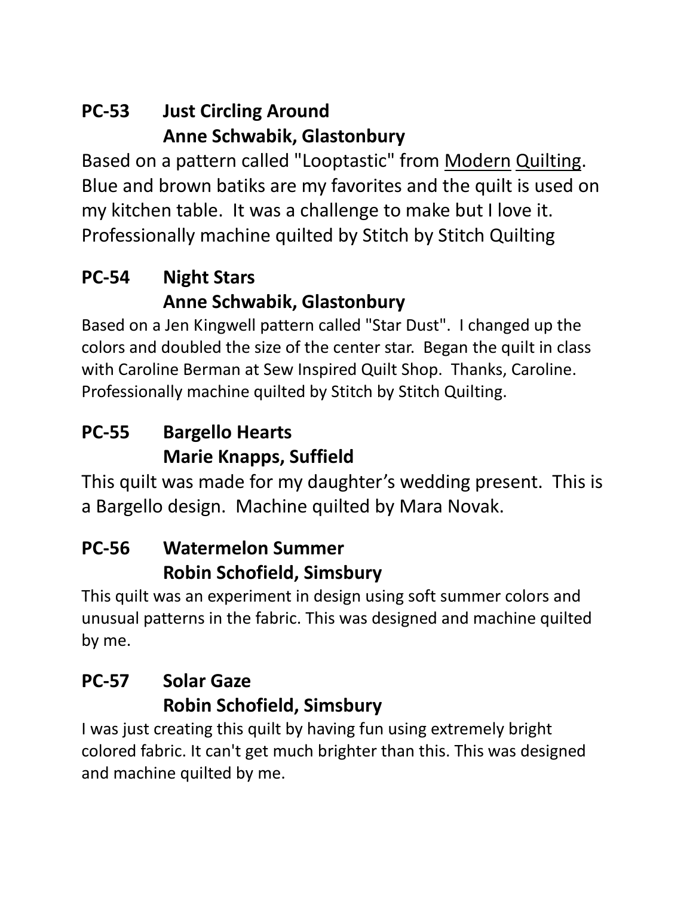**PC-53 Just Circling Around**
**Anne Schwabik, Glastonbury**

Based on a pattern called "Looptastic" from Modern Quilting. Blue and brown batiks are my favorites and the quilt is used on my kitchen table. It was a challenge to make but I love it. Professionally machine quilted by Stitch by Stitch Quilting

**PC-54 Night Stars**
**Anne Schwabik, Glastonbury**

Based on a Jen Kingwell pattern called "Star Dust". I changed up the colors and doubled the size of the center star. Began the quilt in class with Caroline Berman at Sew Inspired Quilt Shop. Thanks, Caroline. Professionally machine quilted by Stitch by Stitch Quilting.

**PC-55 Bargello Hearts**
**Marie Knapps, Suffield**

This quilt was made for my daughter's wedding present. This is a Bargello design. Machine quilted by Mara Novak.

**PC-56 Watermelon Summer**
**Robin Schofield, Simsbury**

This quilt was an experiment in design using soft summer colors and unusual patterns in the fabric. This was designed and machine quilted by me.

**PC-57 Solar Gaze**
**Robin Schofield, Simsbury**

I was just creating this quilt by having fun using extremely bright colored fabric. It can't get much brighter than this. This was designed and machine quilted by me.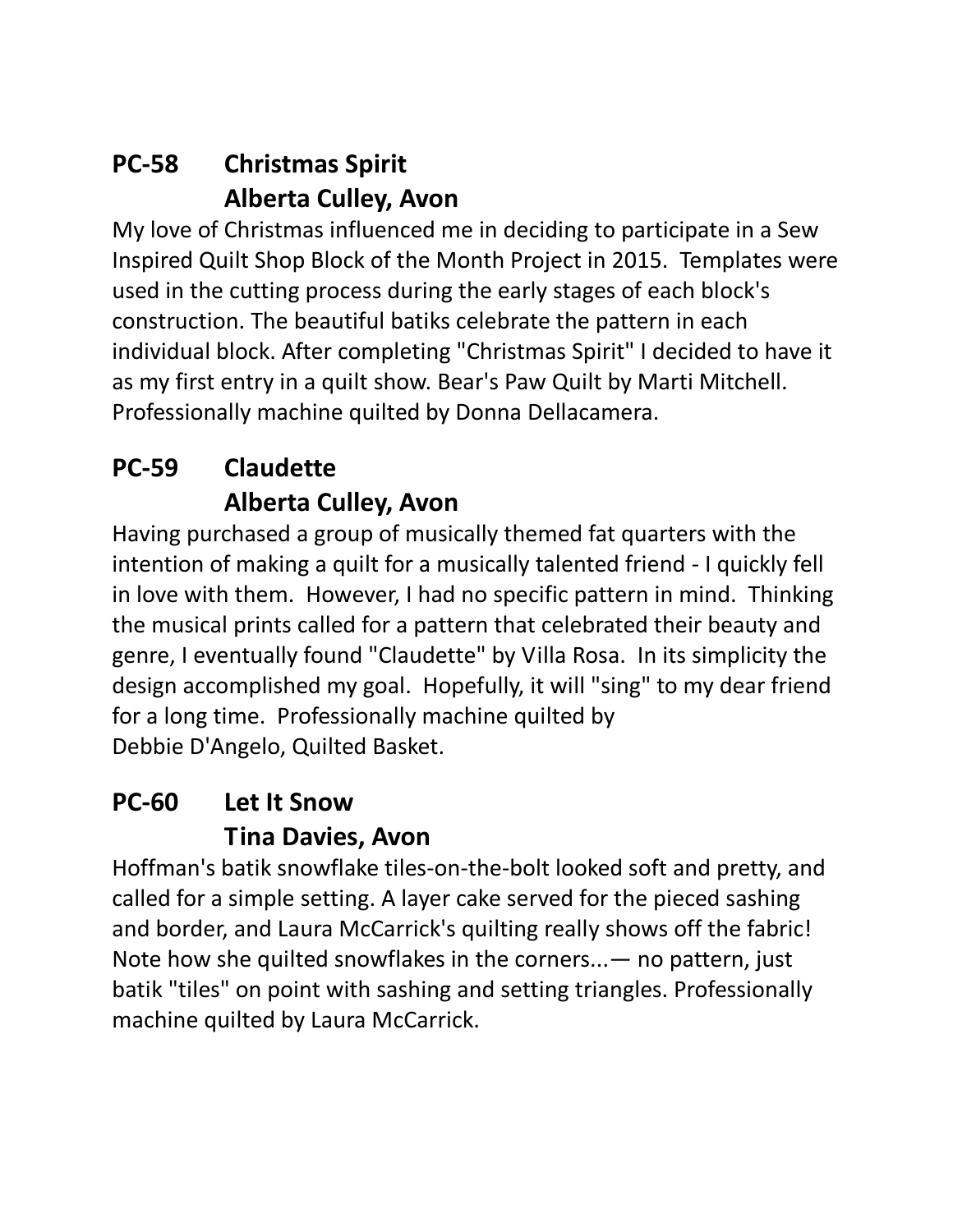## PC-58 Christmas Spirit
### Alberta Culley, Avon

My love of Christmas influenced me in deciding to participate in a Sew Inspired Quilt Shop Block of the Month Project in 2015. Templates were used in the cutting process during the early stages of each block's construction. The beautiful batiks celebrate the pattern in each individual block. After completing "Christmas Spirit" I decided to have it as my first entry in a quilt show. Bear's Paw Quilt by Marti Mitchell. Professionally machine quilted by Donna Dellacamera.

## PC-59 Claudette
### Alberta Culley, Avon

Having purchased a group of musically themed fat quarters with the intention of making a quilt for a musically talented friend - I quickly fell in love with them. However, I had no specific pattern in mind. Thinking the musical prints called for a pattern that celebrated their beauty and genre, I eventually found "Claudette" by Villa Rosa. In its simplicity the design accomplished my goal. Hopefully, it will "sing" to my dear friend for a long time. Professionally machine quilted by Debbie D'Angelo, Quilted Basket.

## PC-60 Let It Snow
### Tina Davies, Avon

Hoffman's batik snowflake tiles-on-the-bolt looked soft and pretty, and called for a simple setting. A layer cake served for the pieced sashing and border, and Laura McCarrick's quilting really shows off the fabric! Note how she quilted snowflakes in the corners...— no pattern, just batik "tiles" on point with sashing and setting triangles. Professionally machine quilted by Laura McCarrick.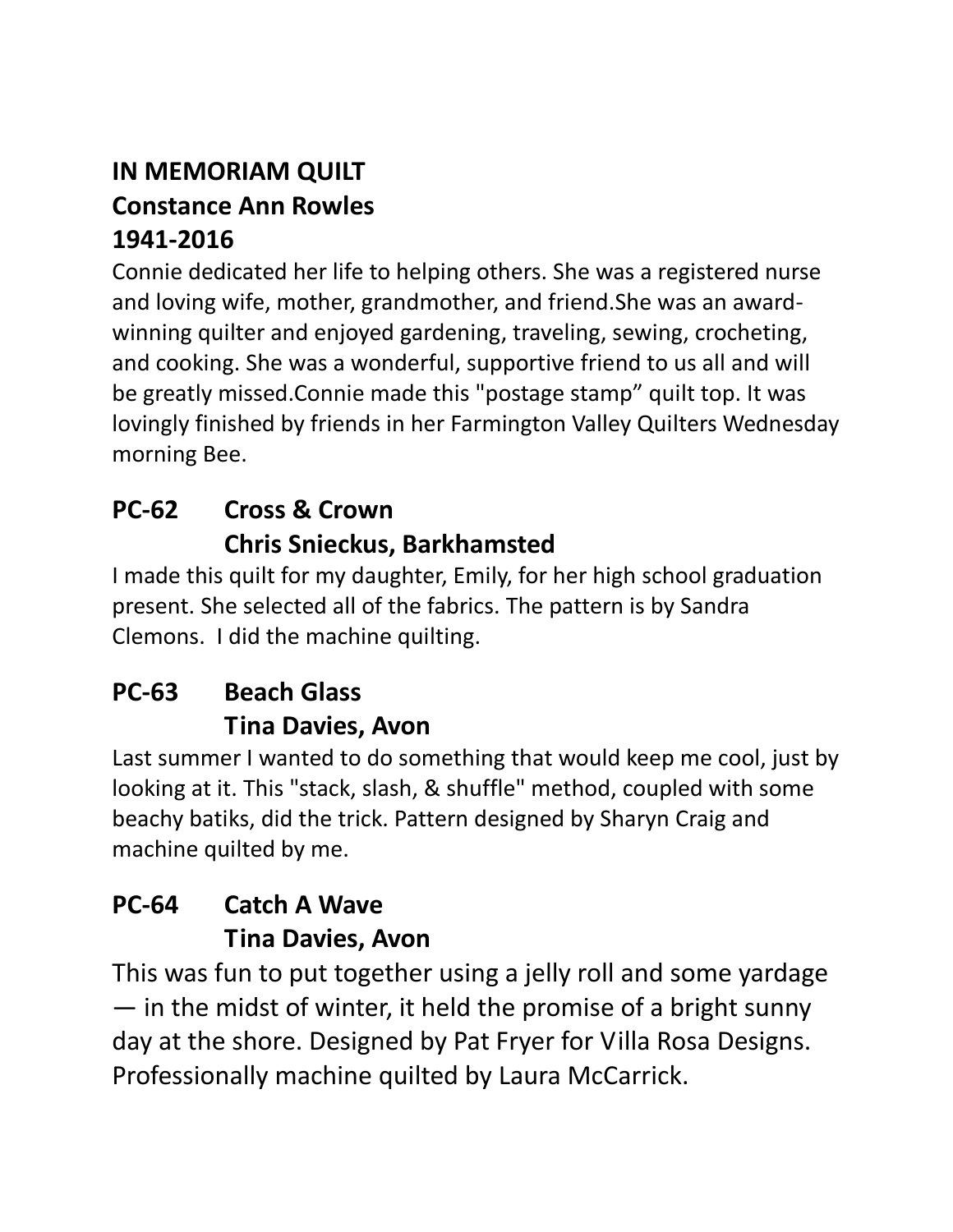**IN MEMORIAM QUILT**
**Constance Ann Rowles**
**1941-2016**

Connie dedicated her life to helping others. She was a registered nurse and loving wife, mother, grandmother, and friend.She was an award-winning quilter and enjoyed gardening, traveling, sewing, crocheting, and cooking. She was a wonderful, supportive friend to us all and will be greatly missed.Connie made this "postage stamp" quilt top. It was lovingly finished by friends in her Farmington Valley Quilters Wednesday morning Bee.

## PC-62 Cross & Crown
## Chris Snieckus, Barkhamsted

I made this quilt for my daughter, Emily, for her high school graduation present. She selected all of the fabrics. The pattern is by Sandra Clemons. I did the machine quilting.

## PC-63 Beach Glass
## Tina Davies, Avon

Last summer I wanted to do something that would keep me cool, just by looking at it. This "stack, slash, & shuffle" method, coupled with some beachy batiks, did the trick. Pattern designed by Sharyn Craig and machine quilted by me.

## PC-64 Catch A Wave
## Tina Davies, Avon

This was fun to put together using a jelly roll and some yardage — in the midst of winter, it held the promise of a bright sunny day at the shore. Designed by Pat Fryer for Villa Rosa Designs. Professionally machine quilted by Laura McCarrick.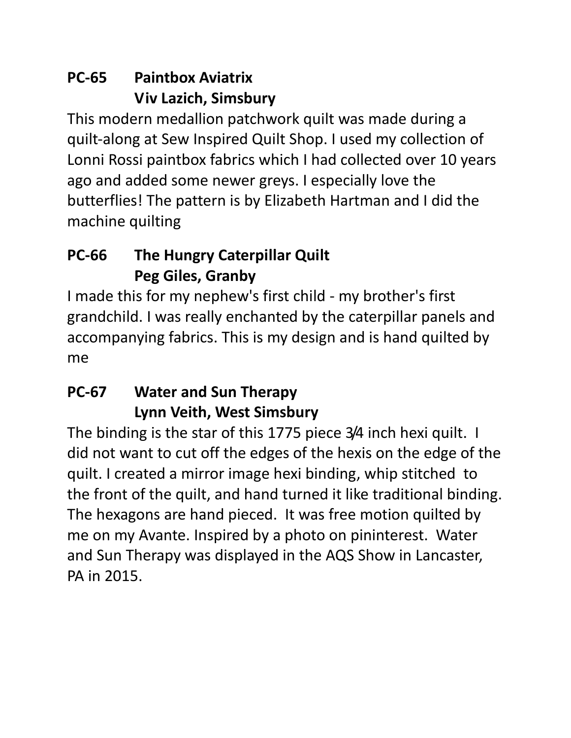**PC-65 Paintbox Aviatrix**
**Viv Lazich, Simsbury**

This modern medallion patchwork quilt was made during a quilt-along at Sew Inspired Quilt Shop. I used my collection of Lonni Rossi paintbox fabrics which I had collected over 10 years ago and added some newer greys. I especially love the butterflies! The pattern is by Elizabeth Hartman and I did the machine quilting

**PC-66 The Hungry Caterpillar Quilt**
**Peg Giles, Granby**

I made this for my nephew's first child - my brother's first grandchild. I was really enchanted by the caterpillar panels and accompanying fabrics. This is my design and is hand quilted by me

**PC-67 Water and Sun Therapy**
**Lynn Veith, West Simsbury**

The binding is the star of this 1775 piece 3⁄4 inch hexi quilt. I did not want to cut off the edges of the hexis on the edge of the quilt. I created a mirror image hexi binding, whip stitched to the front of the quilt, and hand turned it like traditional binding. The hexagons are hand pieced. It was free motion quilted by me on my Avante. Inspired by a photo on pininterest. Water and Sun Therapy was displayed in the AQS Show in Lancaster, PA in 2015.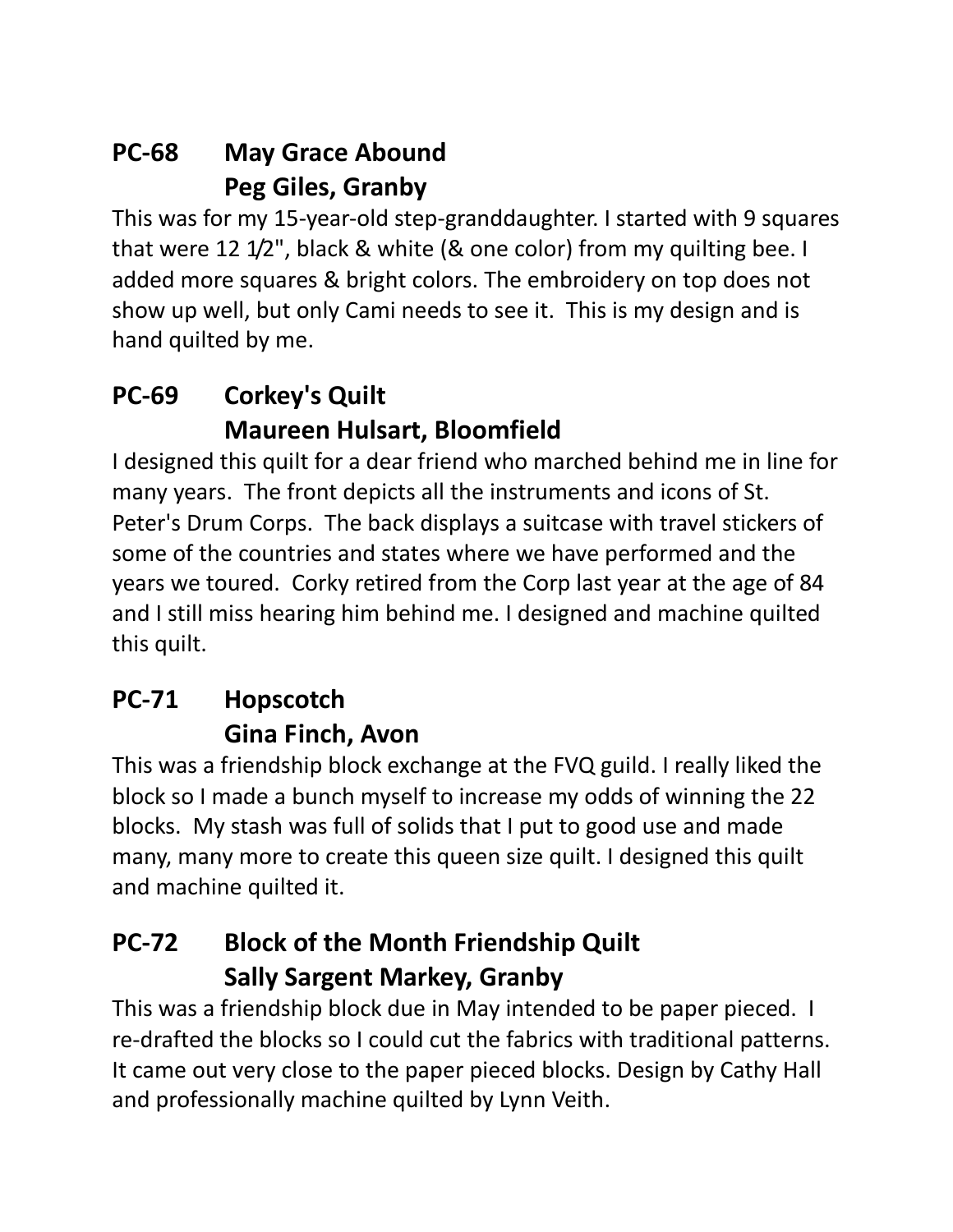## PC-68 May Grace Abound
## Peg Giles, Granby

This was for my 15-year-old step-granddaughter. I started with 9 squares that were 12 1⁄2", black & white (& one color) from my quilting bee. I added more squares & bright colors. The embroidery on top does not show up well, but only Cami needs to see it. This is my design and is hand quilted by me.

## PC-69 Corkey's Quilt
## Maureen Hulsart, Bloomfield

I designed this quilt for a dear friend who marched behind me in line for many years. The front depicts all the instruments and icons of St. Peter's Drum Corps. The back displays a suitcase with travel stickers of some of the countries and states where we have performed and the years we toured. Corky retired from the Corp last year at the age of 84 and I still miss hearing him behind me. I designed and machine quilted this quilt.

## PC-71 Hopscotch
## Gina Finch, Avon

This was a friendship block exchange at the FVQ guild. I really liked the block so I made a bunch myself to increase my odds of winning the 22 blocks. My stash was full of solids that I put to good use and made many, many more to create this queen size quilt. I designed this quilt and machine quilted it.

## PC-72 Block of the Month Friendship Quilt
## Sally Sargent Markey, Granby

This was a friendship block due in May intended to be paper pieced. I re-drafted the blocks so I could cut the fabrics with traditional patterns. It came out very close to the paper pieced blocks. Design by Cathy Hall and professionally machine quilted by Lynn Veith.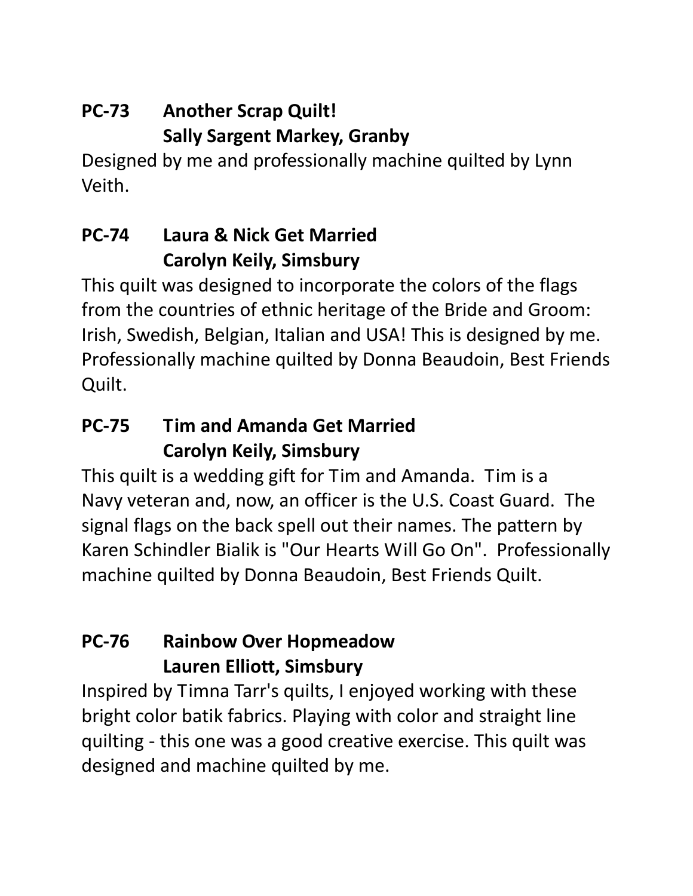**PC-73 Another Scrap Quilt!**
**Sally Sargent Markey, Granby**

Designed by me and professionally machine quilted by Lynn Veith.

**PC-74 Laura & Nick Get Married**
**Carolyn Keily, Simsbury**

This quilt was designed to incorporate the colors of the flags from the countries of ethnic heritage of the Bride and Groom: Irish, Swedish, Belgian, Italian and USA! This is designed by me. Professionally machine quilted by Donna Beaudoin, Best Friends Quilt.

**PC-75 Tim and Amanda Get Married**
**Carolyn Keily, Simsbury**

This quilt is a wedding gift for Tim and Amanda. Tim is a Navy veteran and, now, an officer is the U.S. Coast Guard. The signal flags on the back spell out their names. The pattern by Karen Schindler Bialik is "Our Hearts Will Go On". Professionally machine quilted by Donna Beaudoin, Best Friends Quilt.

**PC-76 Rainbow Over Hopmeadow**
**Lauren Elliott, Simsbury**

Inspired by Timna Tarr's quilts, I enjoyed working with these bright color batik fabrics. Playing with color and straight line quilting - this one was a good creative exercise. This quilt was designed and machine quilted by me.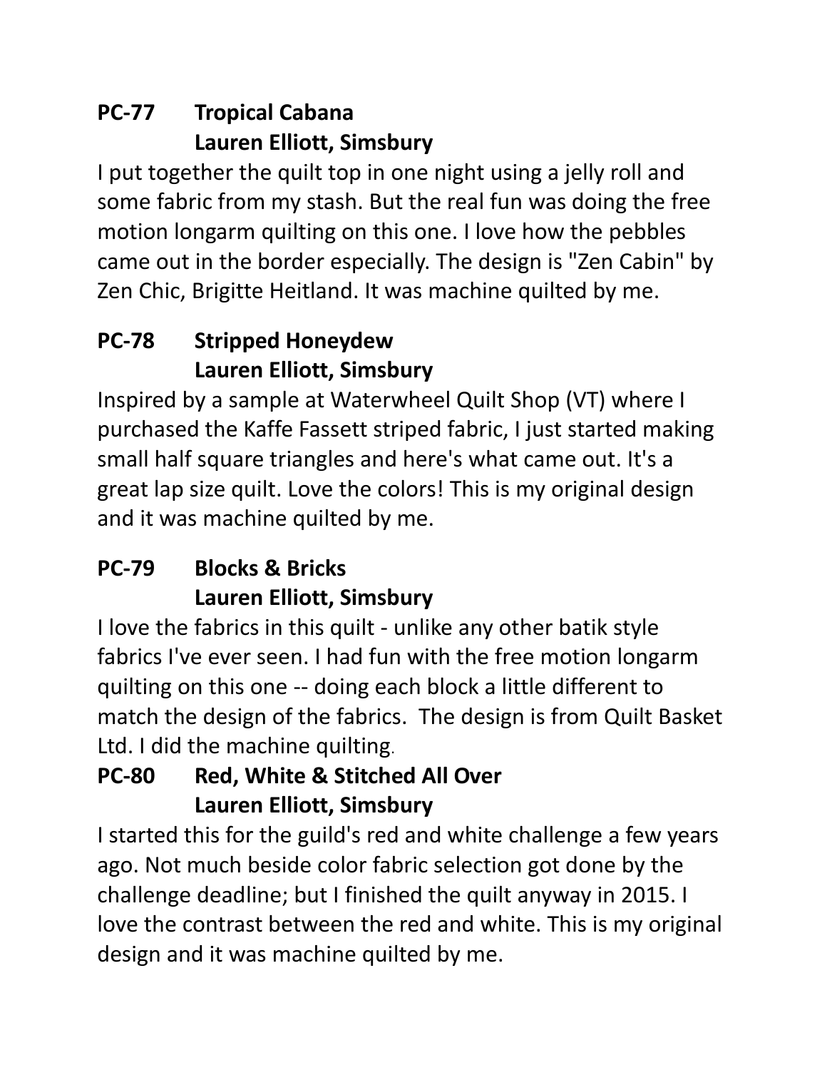**PC-77 Tropical Cabana**
**Lauren Elliott, Simsbury**

I put together the quilt top in one night using a jelly roll and some fabric from my stash. But the real fun was doing the free motion longarm quilting on this one. I love how the pebbles came out in the border especially. The design is "Zen Cabin" by Zen Chic, Brigitte Heitland. It was machine quilted by me.

**PC-78 Stripped Honeydew**
**Lauren Elliott, Simsbury**

Inspired by a sample at Waterwheel Quilt Shop (VT) where I purchased the Kaffe Fassett striped fabric, I just started making small half square triangles and here's what came out. It's a great lap size quilt. Love the colors! This is my original design and it was machine quilted by me.

**PC-79 Blocks & Bricks**
**Lauren Elliott, Simsbury**

I love the fabrics in this quilt - unlike any other batik style fabrics I've ever seen. I had fun with the free motion longarm quilting on this one -- doing each block a little different to match the design of the fabrics. The design is from Quilt Basket Ltd. I did the machine quilting.

**PC-80 Red, White & Stitched All Over**
**Lauren Elliott, Simsbury**

I started this for the guild's red and white challenge a few years ago. Not much beside color fabric selection got done by the challenge deadline; but I finished the quilt anyway in 2015. I love the contrast between the red and white. This is my original design and it was machine quilted by me.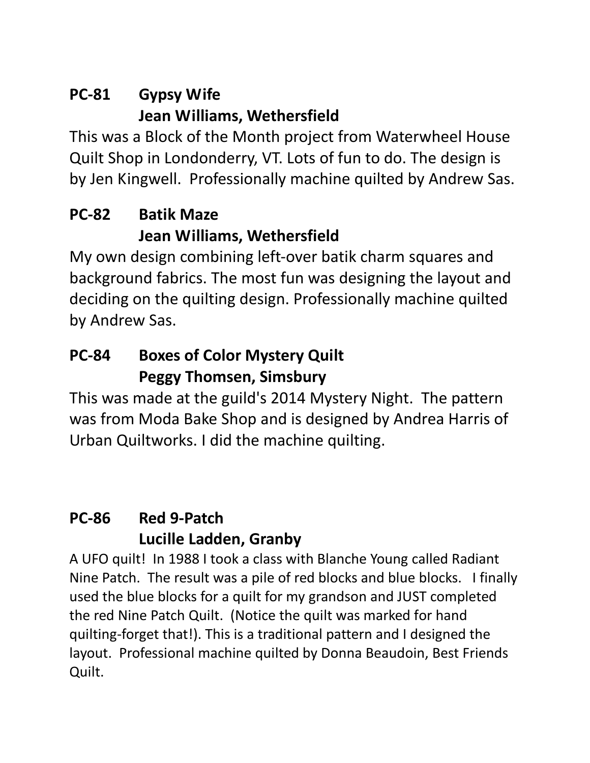**PC-81 Gypsy Wife**
**Jean Williams, Wethersfield**

This was a Block of the Month project from Waterwheel House Quilt Shop in Londonderry, VT. Lots of fun to do. The design is by Jen Kingwell. Professionally machine quilted by Andrew Sas.

**PC-82 Batik Maze**
**Jean Williams, Wethersfield**

My own design combining left-over batik charm squares and background fabrics. The most fun was designing the layout and deciding on the quilting design. Professionally machine quilted by Andrew Sas.

**PC-84 Boxes of Color Mystery Quilt**
**Peggy Thomsen, Simsbury**

This was made at the guild's 2014 Mystery Night. The pattern was from Moda Bake Shop and is designed by Andrea Harris of Urban Quiltworks. I did the machine quilting.

**PC-86 Red 9-Patch**
**Lucille Ladden, Granby**

A UFO quilt! In 1988 I took a class with Blanche Young called Radiant Nine Patch. The result was a pile of red blocks and blue blocks. I finally used the blue blocks for a quilt for my grandson and JUST completed the red Nine Patch Quilt. (Notice the quilt was marked for hand quilting-forget that!). This is a traditional pattern and I designed the layout. Professional machine quilted by Donna Beaudoin, Best Friends Quilt.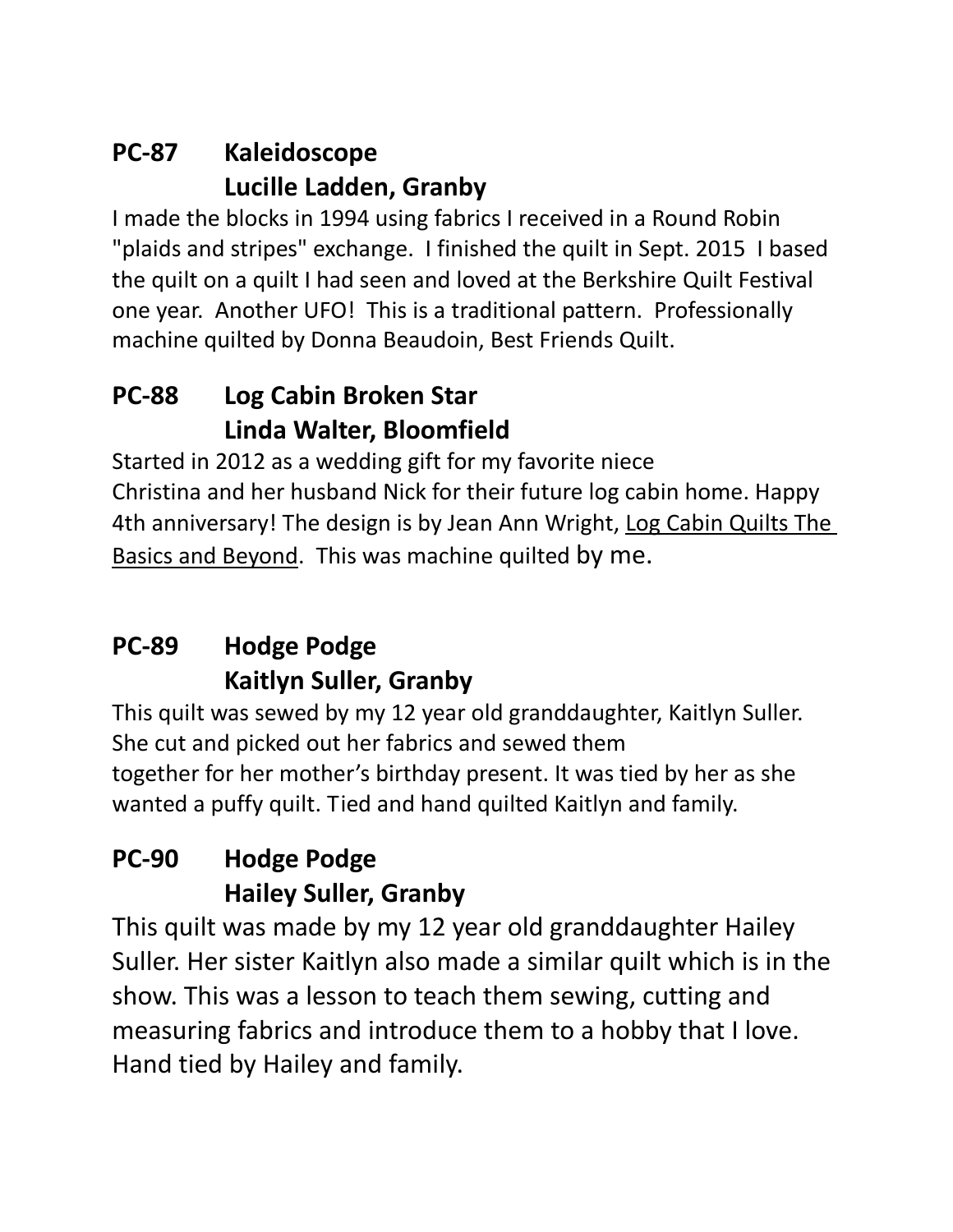## PC-87 Kaleidoscope
## Lucille Ladden, Granby

I made the blocks in 1994 using fabrics I received in a Round Robin "plaids and stripes" exchange. I finished the quilt in Sept. 2015 I based the quilt on a quilt I had seen and loved at the Berkshire Quilt Festival one year. Another UFO! This is a traditional pattern. Professionally machine quilted by Donna Beaudoin, Best Friends Quilt.

## PC-88 Log Cabin Broken Star
## Linda Walter, Bloomfield

Started in 2012 as a wedding gift for my favorite niece Christina and her husband Nick for their future log cabin home. Happy 4th anniversary! The design is by Jean Ann Wright, <u>Log Cabin Quilts The Basics and Beyond</u>. This was machine quilted by me.

## PC-89 Hodge Podge
## Kaitlyn Suller, Granby

This quilt was sewed by my 12 year old granddaughter, Kaitlyn Suller. She cut and picked out her fabrics and sewed them together for her mother's birthday present. It was tied by her as she wanted a puffy quilt. Tied and hand quilted Kaitlyn and family.

## PC-90 Hodge Podge
## Hailey Suller, Granby

This quilt was made by my 12 year old granddaughter Hailey Suller. Her sister Kaitlyn also made a similar quilt which is in the show. This was a lesson to teach them sewing, cutting and measuring fabrics and introduce them to a hobby that I love. Hand tied by Hailey and family.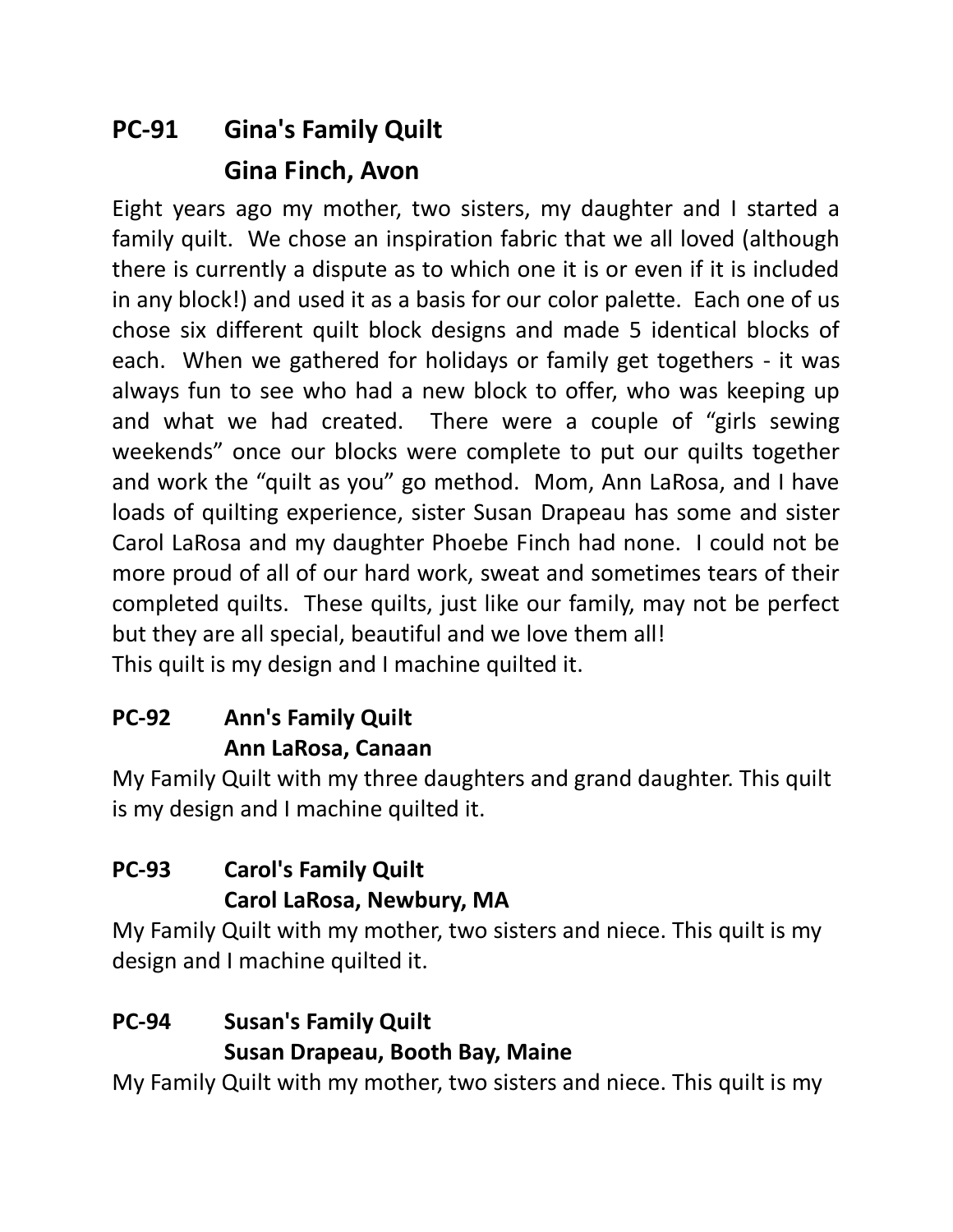## PC-91 Gina's Family Quilt
## Gina Finch, Avon

Eight years ago my mother, two sisters, my daughter and I started a family quilt. We chose an inspiration fabric that we all loved (although there is currently a dispute as to which one it is or even if it is included in any block!) and used it as a basis for our color palette. Each one of us chose six different quilt block designs and made 5 identical blocks of each. When we gathered for holidays or family get togethers - it was always fun to see who had a new block to offer, who was keeping up and what we had created. There were a couple of "girls sewing weekends" once our blocks were complete to put our quilts together and work the "quilt as you" go method. Mom, Ann LaRosa, and I have loads of quilting experience, sister Susan Drapeau has some and sister Carol LaRosa and my daughter Phoebe Finch had none. I could not be more proud of all of our hard work, sweat and sometimes tears of their completed quilts. These quilts, just like our family, may not be perfect but they are all special, beautiful and we love them all!
This quilt is my design and I machine quilted it.

### PC-92 Ann's Family Quilt
### Ann LaRosa, Canaan

My Family Quilt with my three daughters and grand daughter. This quilt is my design and I machine quilted it.

### PC-93 Carol's Family Quilt
### Carol LaRosa, Newbury, MA

My Family Quilt with my mother, two sisters and niece. This quilt is my design and I machine quilted it.

### PC-94 Susan's Family Quilt
### Susan Drapeau, Booth Bay, Maine

My Family Quilt with my mother, two sisters and niece. This quilt is my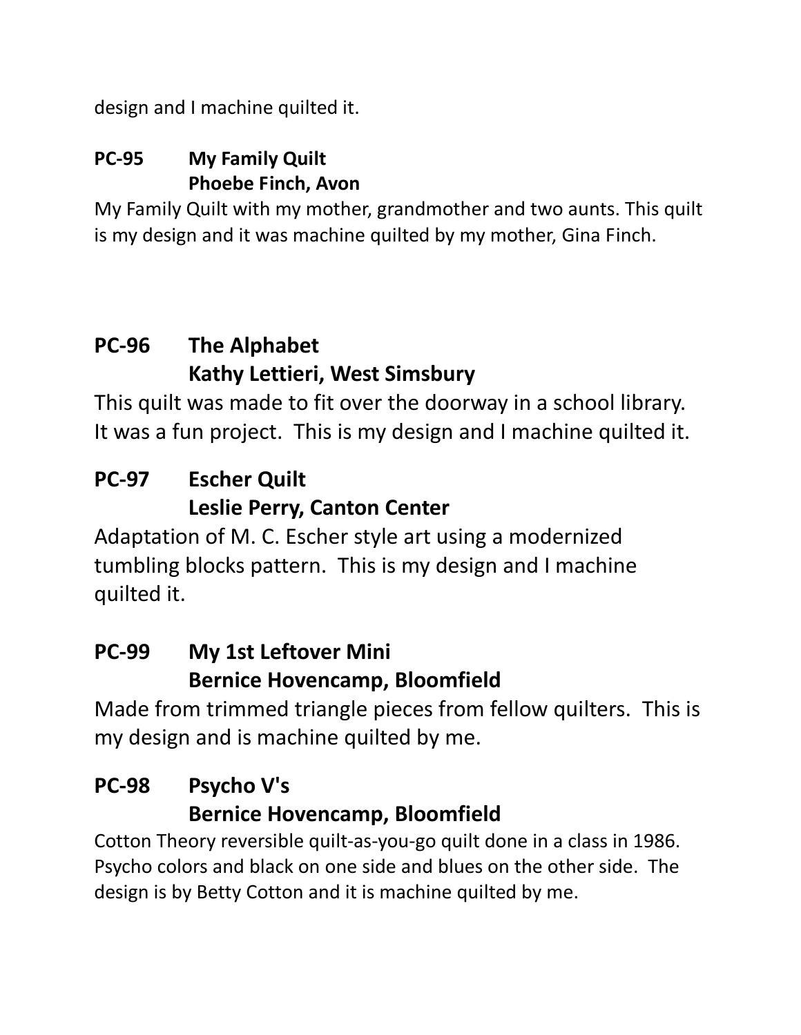design and I machine quilted it.

**PC-95 My Family Quilt**
**Phoebe Finch, Avon**

My Family Quilt with my mother, grandmother and two aunts. This quilt is my design and it was machine quilted by my mother, Gina Finch.

## PC-96 The Alphabet
## Kathy Lettieri, West Simsbury

This quilt was made to fit over the doorway in a school library. It was a fun project. This is my design and I machine quilted it.

## PC-97 Escher Quilt
## Leslie Perry, Canton Center

Adaptation of M. C. Escher style art using a modernized tumbling blocks pattern. This is my design and I machine quilted it.

## PC-99 My 1st Leftover Mini
## Bernice Hovencamp, Bloomfield

Made from trimmed triangle pieces from fellow quilters. This is my design and is machine quilted by me.

## PC-98 Psycho V's
## Bernice Hovencamp, Bloomfield

Cotton Theory reversible quilt-as-you-go quilt done in a class in 1986. Psycho colors and black on one side and blues on the other side. The design is by Betty Cotton and it is machine quilted by me.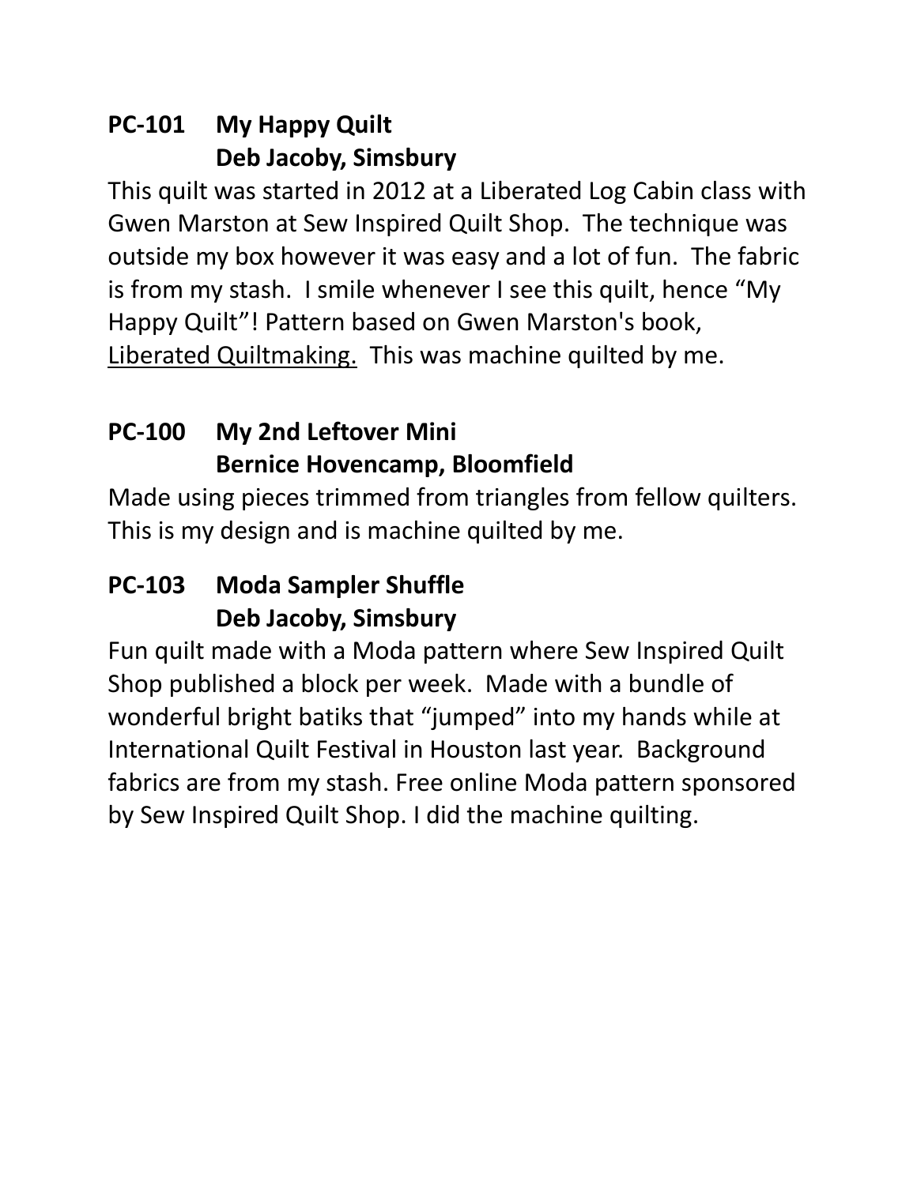## PC-101 My Happy Quilt
## Deb Jacoby, Simsbury

This quilt was started in 2012 at a Liberated Log Cabin class with Gwen Marston at Sew Inspired Quilt Shop. The technique was outside my box however it was easy and a lot of fun. The fabric is from my stash. I smile whenever I see this quilt, hence "My Happy Quilt"! Pattern based on Gwen Marston's book, Liberated Quiltmaking. This was machine quilted by me.

## PC-100 My 2nd Leftover Mini
## Bernice Hovencamp, Bloomfield

Made using pieces trimmed from triangles from fellow quilters. This is my design and is machine quilted by me.

## PC-103 Moda Sampler Shuffle
## Deb Jacoby, Simsbury

Fun quilt made with a Moda pattern where Sew Inspired Quilt Shop published a block per week. Made with a bundle of wonderful bright batiks that "jumped" into my hands while at International Quilt Festival in Houston last year. Background fabrics are from my stash. Free online Moda pattern sponsored by Sew Inspired Quilt Shop. I did the machine quilting.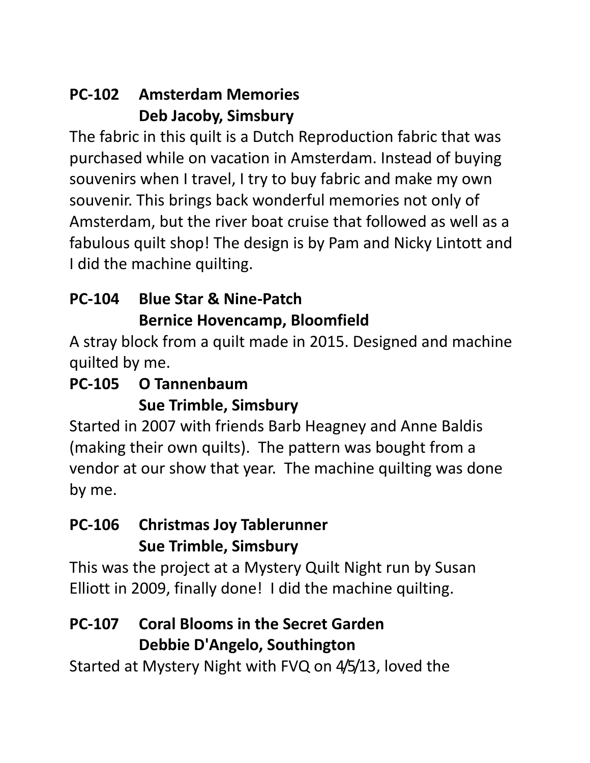**PC-102 Amsterdam Memories**
**Deb Jacoby, Simsbury**

The fabric in this quilt is a Dutch Reproduction fabric that was purchased while on vacation in Amsterdam. Instead of buying souvenirs when I travel, I try to buy fabric and make my own souvenir. This brings back wonderful memories not only of Amsterdam, but the river boat cruise that followed as well as a fabulous quilt shop! The design is by Pam and Nicky Lintott and I did the machine quilting.

**PC-104 Blue Star & Nine-Patch**
**Bernice Hovencamp, Bloomfield**

A stray block from a quilt made in 2015. Designed and machine quilted by me.

**PC-105 O Tannenbaum**
**Sue Trimble, Simsbury**

Started in 2007 with friends Barb Heagney and Anne Baldis (making their own quilts). The pattern was bought from a vendor at our show that year. The machine quilting was done by me.

**PC-106 Christmas Joy Tablerunner**
**Sue Trimble, Simsbury**

This was the project at a Mystery Quilt Night run by Susan Elliott in 2009, finally done! I did the machine quilting.

**PC-107 Coral Blooms in the Secret Garden**
**Debbie D'Angelo, Southington**

Started at Mystery Night with FVQ on 4/5/13, loved the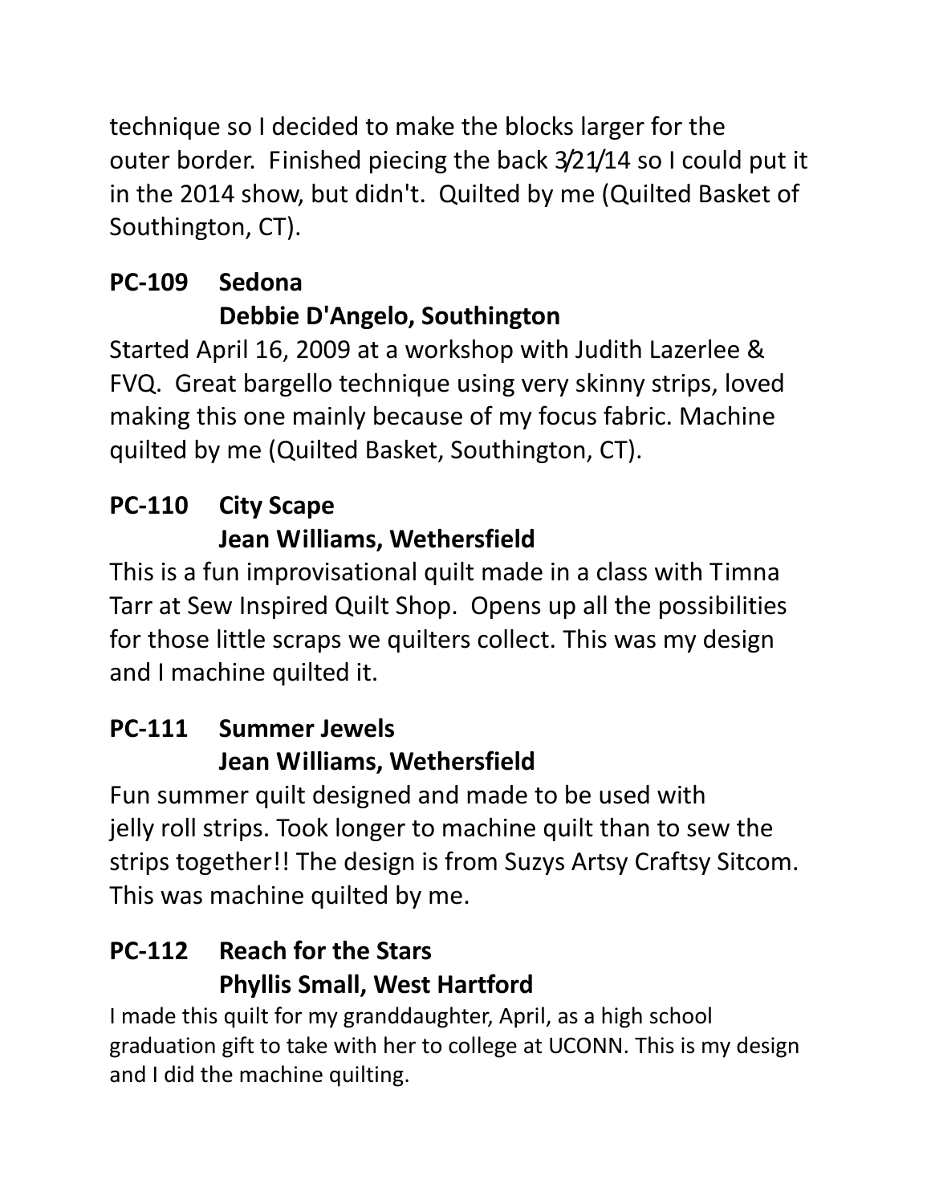technique so I decided to make the blocks larger for the outer border. Finished piecing the back 3/21/14 so I could put it in the 2014 show, but didn't. Quilted by me (Quilted Basket of Southington, CT).

**PC-109 Sedona**
**Debbie D'Angelo, Southington**

Started April 16, 2009 at a workshop with Judith Lazerlee & FVQ. Great bargello technique using very skinny strips, loved making this one mainly because of my focus fabric. Machine quilted by me (Quilted Basket, Southington, CT).

**PC-110 City Scape**
**Jean Williams, Wethersfield**

This is a fun improvisational quilt made in a class with Timna Tarr at Sew Inspired Quilt Shop. Opens up all the possibilities for those little scraps we quilters collect. This was my design and I machine quilted it.

**PC-111 Summer Jewels**
**Jean Williams, Wethersfield**

Fun summer quilt designed and made to be used with jelly roll strips. Took longer to machine quilt than to sew the strips together!! The design is from Suzys Artsy Craftsy Sitcom. This was machine quilted by me.

**PC-112 Reach for the Stars**
**Phyllis Small, West Hartford**

I made this quilt for my granddaughter, April, as a high school graduation gift to take with her to college at UCONN. This is my design and I did the machine quilting.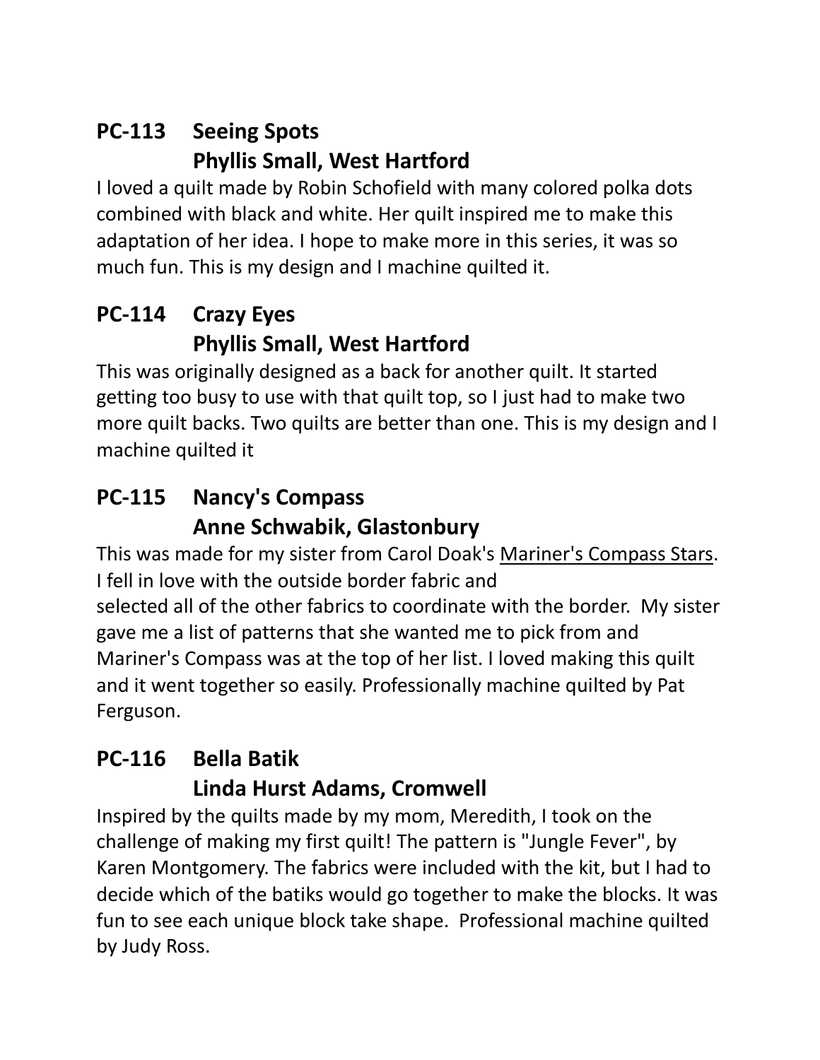## PC-113 Seeing Spots
## Phyllis Small, West Hartford

I loved a quilt made by Robin Schofield with many colored polka dots combined with black and white. Her quilt inspired me to make this adaptation of her idea. I hope to make more in this series, it was so much fun. This is my design and I machine quilted it.

## PC-114 Crazy Eyes
## Phyllis Small, West Hartford

This was originally designed as a back for another quilt. It started getting too busy to use with that quilt top, so I just had to make two more quilt backs. Two quilts are better than one. This is my design and I machine quilted it

## PC-115 Nancy's Compass
## Anne Schwabik, Glastonbury

This was made for my sister from Carol Doak's Mariner's Compass Stars. I fell in love with the outside border fabric and selected all of the other fabrics to coordinate with the border. My sister gave me a list of patterns that she wanted me to pick from and Mariner's Compass was at the top of her list. I loved making this quilt and it went together so easily. Professionally machine quilted by Pat Ferguson.

## PC-116 Bella Batik
## Linda Hurst Adams, Cromwell

Inspired by the quilts made by my mom, Meredith, I took on the challenge of making my first quilt! The pattern is "Jungle Fever", by Karen Montgomery. The fabrics were included with the kit, but I had to decide which of the batiks would go together to make the blocks. It was fun to see each unique block take shape. Professional machine quilted by Judy Ross.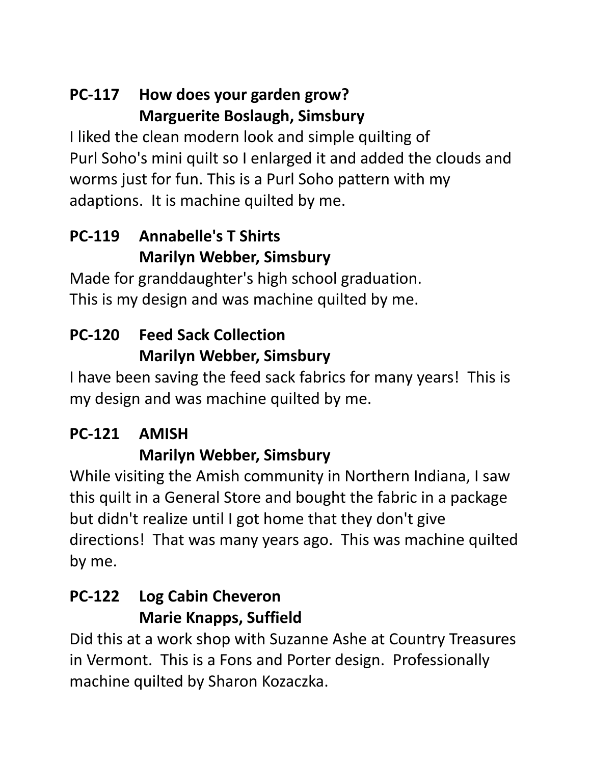**PC-117 How does your garden grow?**
**Marguerite Boslaugh, Simsbury**

I liked the clean modern look and simple quilting of Purl Soho's mini quilt so I enlarged it and added the clouds and worms just for fun. This is a Purl Soho pattern with my adaptions. It is machine quilted by me.

**PC-119 Annabelle's T Shirts**
**Marilyn Webber, Simsbury**

Made for granddaughter's high school graduation. This is my design and was machine quilted by me.

**PC-120 Feed Sack Collection**
**Marilyn Webber, Simsbury**

I have been saving the feed sack fabrics for many years! This is my design and was machine quilted by me.

**PC-121 AMISH**
**Marilyn Webber, Simsbury**

While visiting the Amish community in Northern Indiana, I saw this quilt in a General Store and bought the fabric in a package but didn't realize until I got home that they don't give directions! That was many years ago. This was machine quilted by me.

**PC-122 Log Cabin Cheveron**
**Marie Knapps, Suffield**

Did this at a work shop with Suzanne Ashe at Country Treasures in Vermont. This is a Fons and Porter design. Professionally machine quilted by Sharon Kozaczka.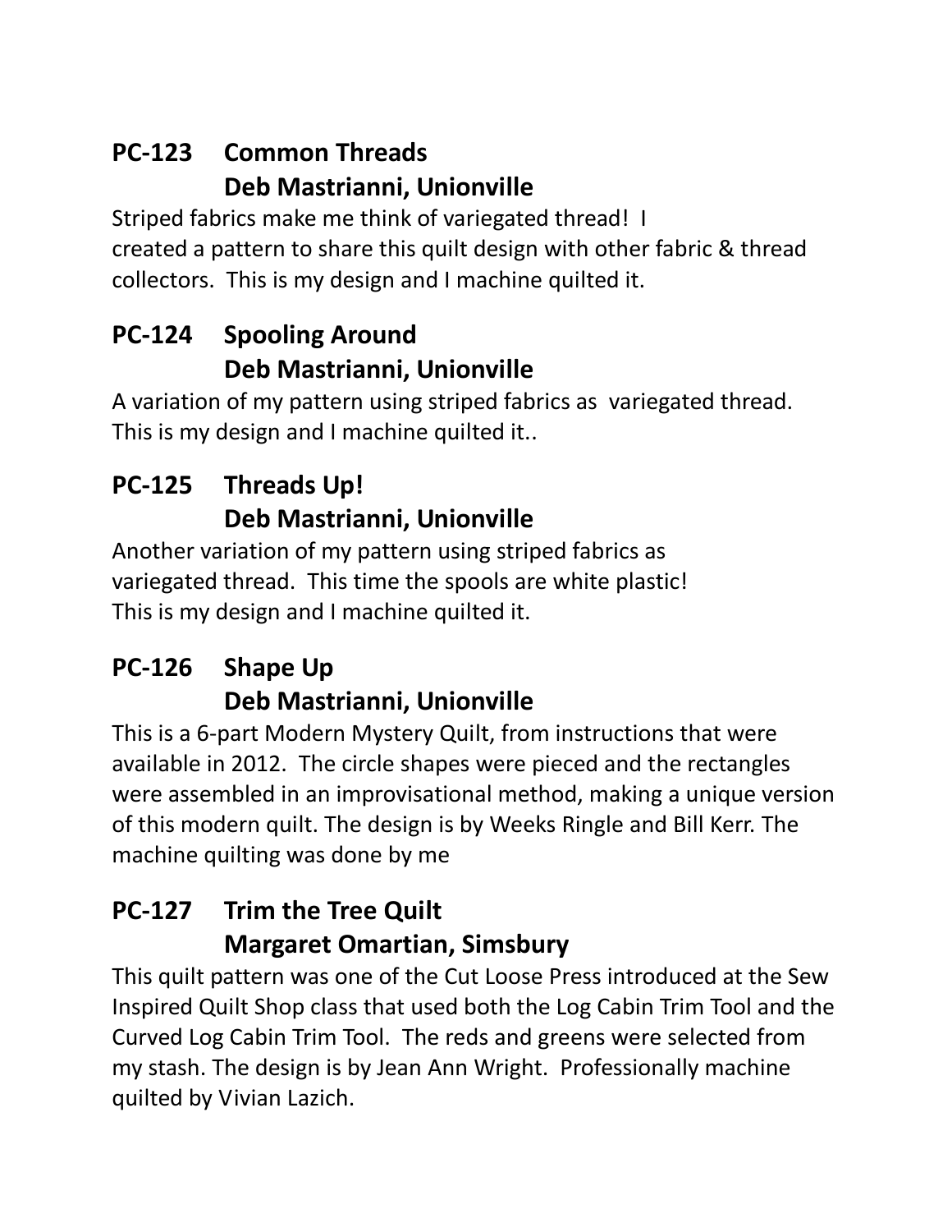## PC-123 Common Threads
## Deb Mastrianni, Unionville

Striped fabrics make me think of variegated thread! I created a pattern to share this quilt design with other fabric & thread collectors. This is my design and I machine quilted it.

## PC-124 Spooling Around
## Deb Mastrianni, Unionville

A variation of my pattern using striped fabrics as variegated thread. This is my design and I machine quilted it..

## PC-125 Threads Up!
## Deb Mastrianni, Unionville

Another variation of my pattern using striped fabrics as variegated thread. This time the spools are white plastic! This is my design and I machine quilted it.

## PC-126 Shape Up
## Deb Mastrianni, Unionville

This is a 6-part Modern Mystery Quilt, from instructions that were available in 2012. The circle shapes were pieced and the rectangles were assembled in an improvisational method, making a unique version of this modern quilt. The design is by Weeks Ringle and Bill Kerr. The machine quilting was done by me

## PC-127 Trim the Tree Quilt
## Margaret Omartian, Simsbury

This quilt pattern was one of the Cut Loose Press introduced at the Sew Inspired Quilt Shop class that used both the Log Cabin Trim Tool and the Curved Log Cabin Trim Tool. The reds and greens were selected from my stash. The design is by Jean Ann Wright. Professionally machine quilted by Vivian Lazich.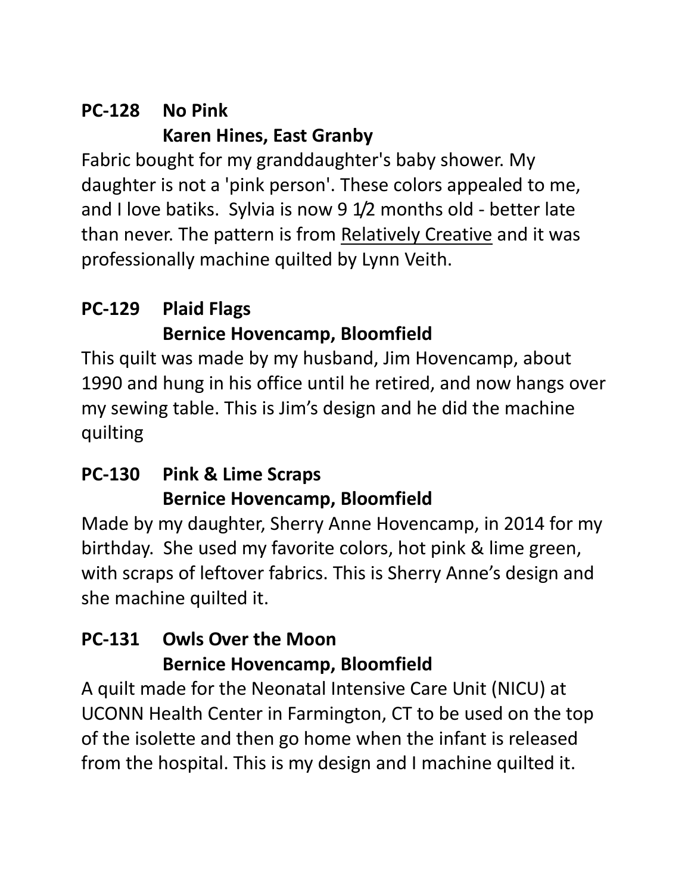**PC-128 No Pink**
**Karen Hines, East Granby**

Fabric bought for my granddaughter's baby shower. My daughter is not a 'pink person'. These colors appealed to me, and I love batiks. Sylvia is now 9 1/2 months old - better late than never. The pattern is from <u>Relatively Creative</u> and it was professionally machine quilted by Lynn Veith.

**PC-129 Plaid Flags**
**Bernice Hovencamp, Bloomfield**

This quilt was made by my husband, Jim Hovencamp, about 1990 and hung in his office until he retired, and now hangs over my sewing table. This is Jim's design and he did the machine quilting

**PC-130 Pink & Lime Scraps**
**Bernice Hovencamp, Bloomfield**

Made by my daughter, Sherry Anne Hovencamp, in 2014 for my birthday. She used my favorite colors, hot pink & lime green, with scraps of leftover fabrics. This is Sherry Anne's design and she machine quilted it.

**PC-131 Owls Over the Moon**
**Bernice Hovencamp, Bloomfield**

A quilt made for the Neonatal Intensive Care Unit (NICU) at UCONN Health Center in Farmington, CT to be used on the top of the isolette and then go home when the infant is released from the hospital. This is my design and I machine quilted it.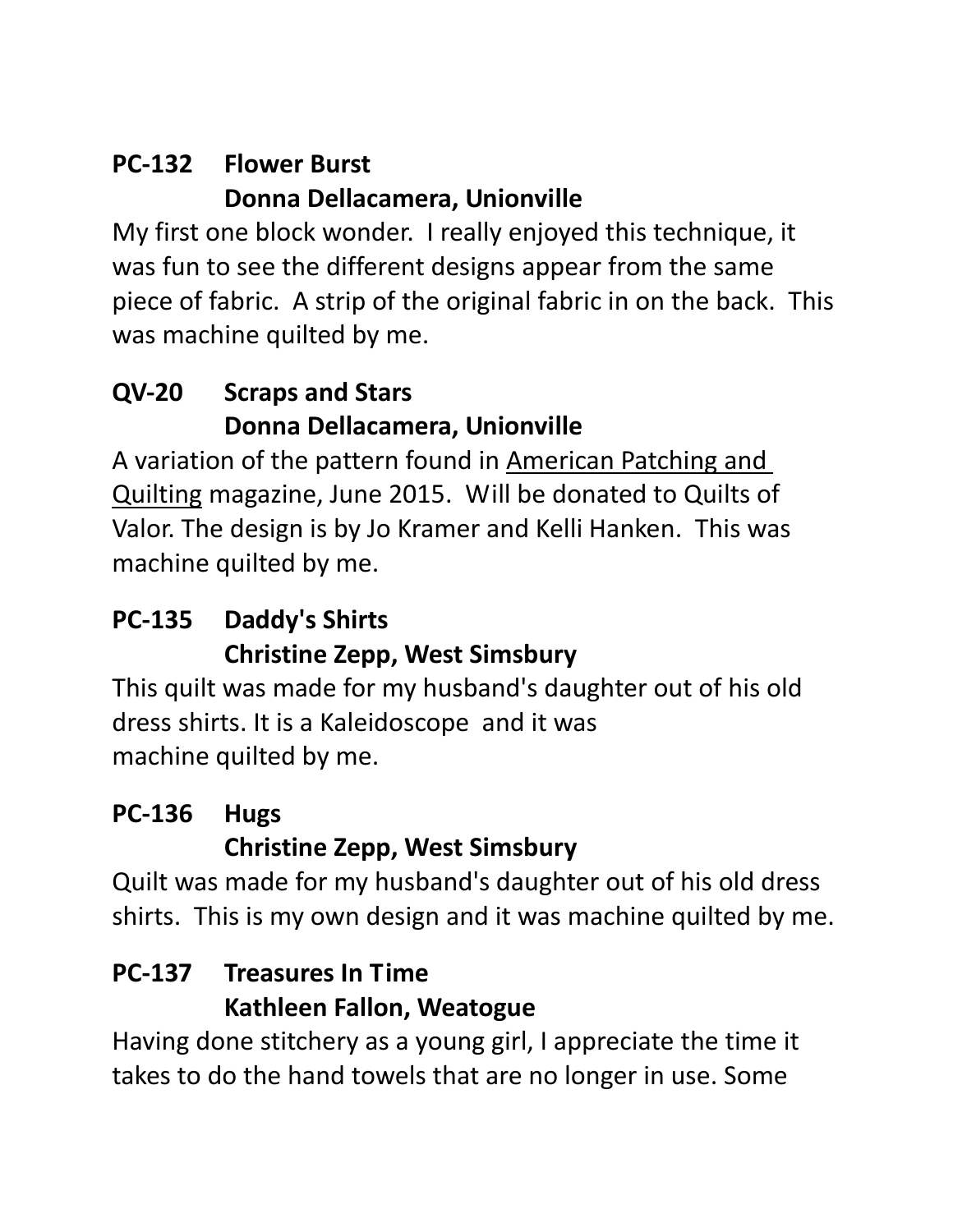**PC-132 Flower Burst**
**Donna Dellacamera, Unionville**

My first one block wonder. I really enjoyed this technique, it was fun to see the different designs appear from the same piece of fabric. A strip of the original fabric in on the back. This was machine quilted by me.

**QV-20 Scraps and Stars**
**Donna Dellacamera, Unionville**

A variation of the pattern found in American Patching and Quilting magazine, June 2015. Will be donated to Quilts of Valor. The design is by Jo Kramer and Kelli Hanken. This was machine quilted by me.

**PC-135 Daddy's Shirts**
**Christine Zepp, West Simsbury**

This quilt was made for my husband's daughter out of his old dress shirts. It is a Kaleidoscope and it was machine quilted by me.

**PC-136 Hugs**
**Christine Zepp, West Simsbury**

Quilt was made for my husband's daughter out of his old dress shirts. This is my own design and it was machine quilted by me.

**PC-137 Treasures In Time**
**Kathleen Fallon, Weatogue**

Having done stitchery as a young girl, I appreciate the time it takes to do the hand towels that are no longer in use. Some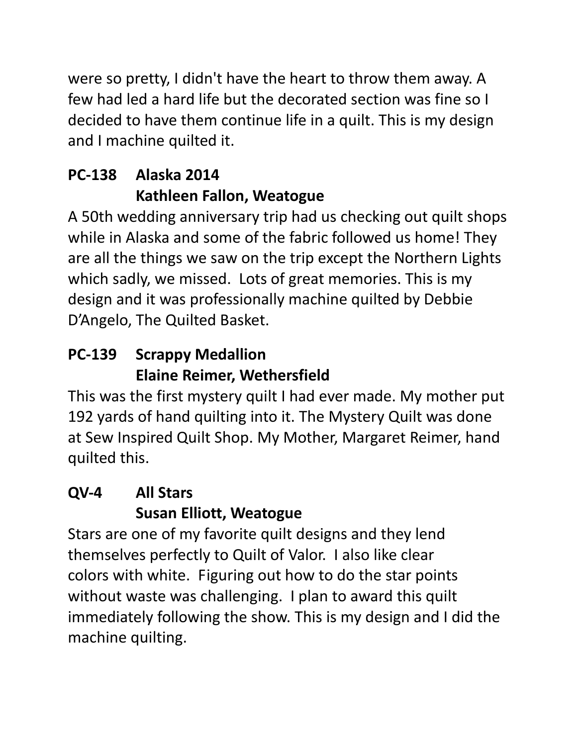were so pretty, I didn't have the heart to throw them away. A few had led a hard life but the decorated section was fine so I decided to have them continue life in a quilt. This is my design and I machine quilted it.

**PC-138 Alaska 2014**
**Kathleen Fallon, Weatogue**

A 50th wedding anniversary trip had us checking out quilt shops while in Alaska and some of the fabric followed us home! They are all the things we saw on the trip except the Northern Lights which sadly, we missed. Lots of great memories. This is my design and it was professionally machine quilted by Debbie D'Angelo, The Quilted Basket.

**PC-139 Scrappy Medallion**
**Elaine Reimer, Wethersfield**

This was the first mystery quilt I had ever made. My mother put 192 yards of hand quilting into it. The Mystery Quilt was done at Sew Inspired Quilt Shop. My Mother, Margaret Reimer, hand quilted this.

**QV-4 All Stars**
**Susan Elliott, Weatogue**

Stars are one of my favorite quilt designs and they lend themselves perfectly to Quilt of Valor. I also like clear colors with white. Figuring out how to do the star points without waste was challenging. I plan to award this quilt immediately following the show. This is my design and I did the machine quilting.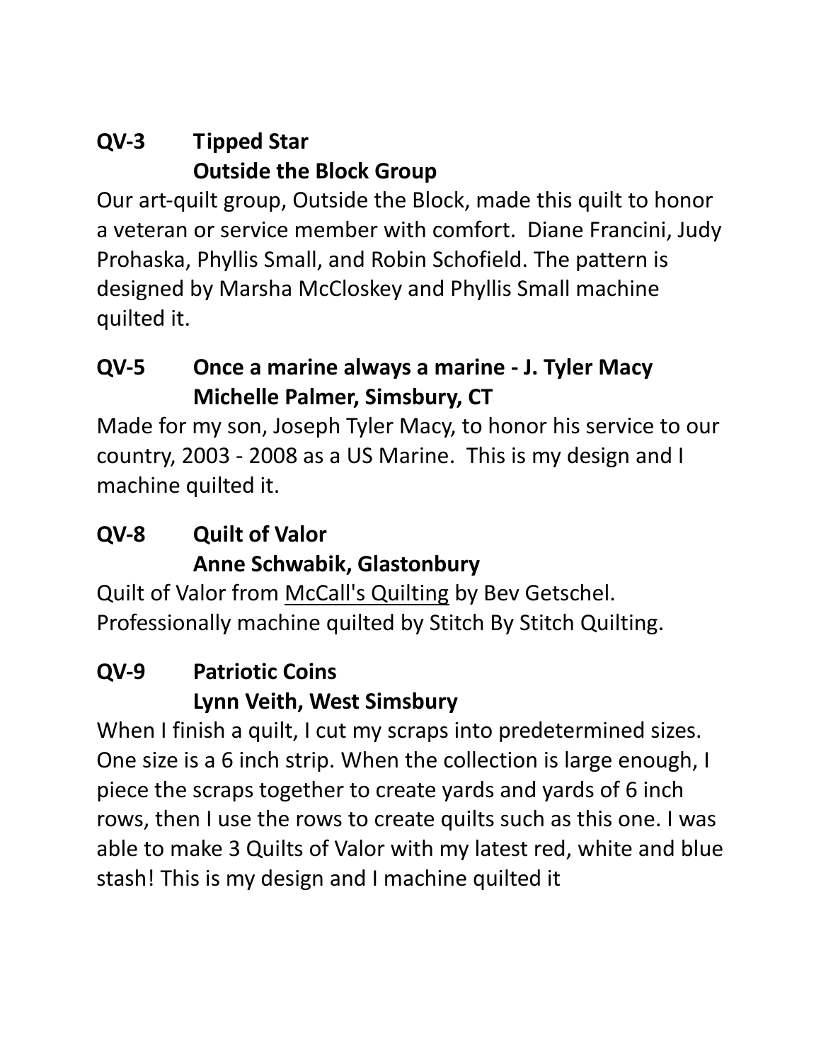**QV-3 Tipped Star**
**Outside the Block Group**

Our art-quilt group, Outside the Block, made this quilt to honor a veteran or service member with comfort. Diane Francini, Judy Prohaska, Phyllis Small, and Robin Schofield. The pattern is designed by Marsha McCloskey and Phyllis Small machine quilted it.

**QV-5 Once a marine always a marine - J. Tyler Macy**
**Michelle Palmer, Simsbury, CT**

Made for my son, Joseph Tyler Macy, to honor his service to our country, 2003 - 2008 as a US Marine. This is my design and I machine quilted it.

**QV-8 Quilt of Valor**
**Anne Schwabik, Glastonbury**

Quilt of Valor from McCall's Quilting by Bev Getschel. Professionally machine quilted by Stitch By Stitch Quilting.

**QV-9 Patriotic Coins**
**Lynn Veith, West Simsbury**

When I finish a quilt, I cut my scraps into predetermined sizes. One size is a 6 inch strip. When the collection is large enough, I piece the scraps together to create yards and yards of 6 inch rows, then I use the rows to create quilts such as this one. I was able to make 3 Quilts of Valor with my latest red, white and blue stash! This is my design and I machine quilted it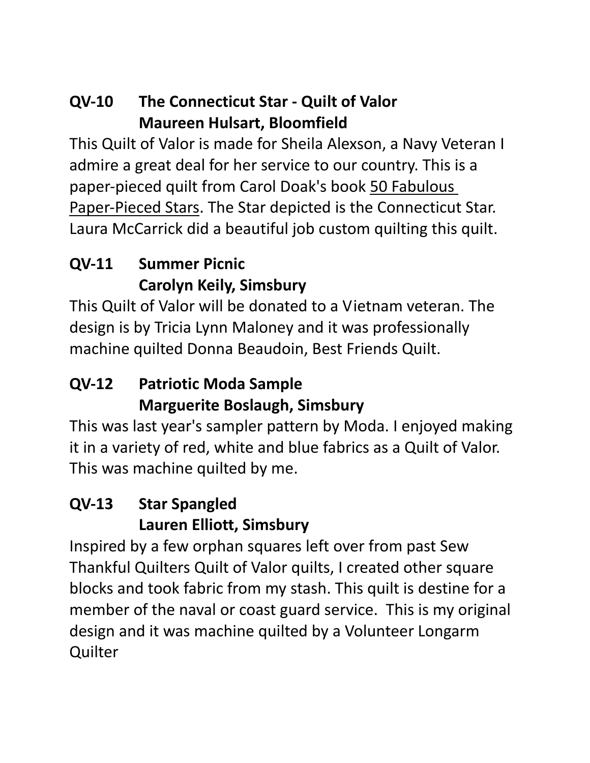**QV-10 The Connecticut Star - Quilt of Valor**
**Maureen Hulsart, Bloomfield**

This Quilt of Valor is made for Sheila Alexson, a Navy Veteran I admire a great deal for her service to our country. This is a paper-pieced quilt from Carol Doak's book 50 Fabulous Paper-Pieced Stars. The Star depicted is the Connecticut Star. Laura McCarrick did a beautiful job custom quilting this quilt.

**QV-11 Summer Picnic**
**Carolyn Keily, Simsbury**

This Quilt of Valor will be donated to a Vietnam veteran. The design is by Tricia Lynn Maloney and it was professionally machine quilted Donna Beaudoin, Best Friends Quilt.

**QV-12 Patriotic Moda Sample**
**Marguerite Boslaugh, Simsbury**

This was last year's sampler pattern by Moda. I enjoyed making it in a variety of red, white and blue fabrics as a Quilt of Valor. This was machine quilted by me.

**QV-13 Star Spangled**
**Lauren Elliott, Simsbury**

Inspired by a few orphan squares left over from past Sew Thankful Quilters Quilt of Valor quilts, I created other square blocks and took fabric from my stash. This quilt is destine for a member of the naval or coast guard service. This is my original design and it was machine quilted by a Volunteer Longarm Quilter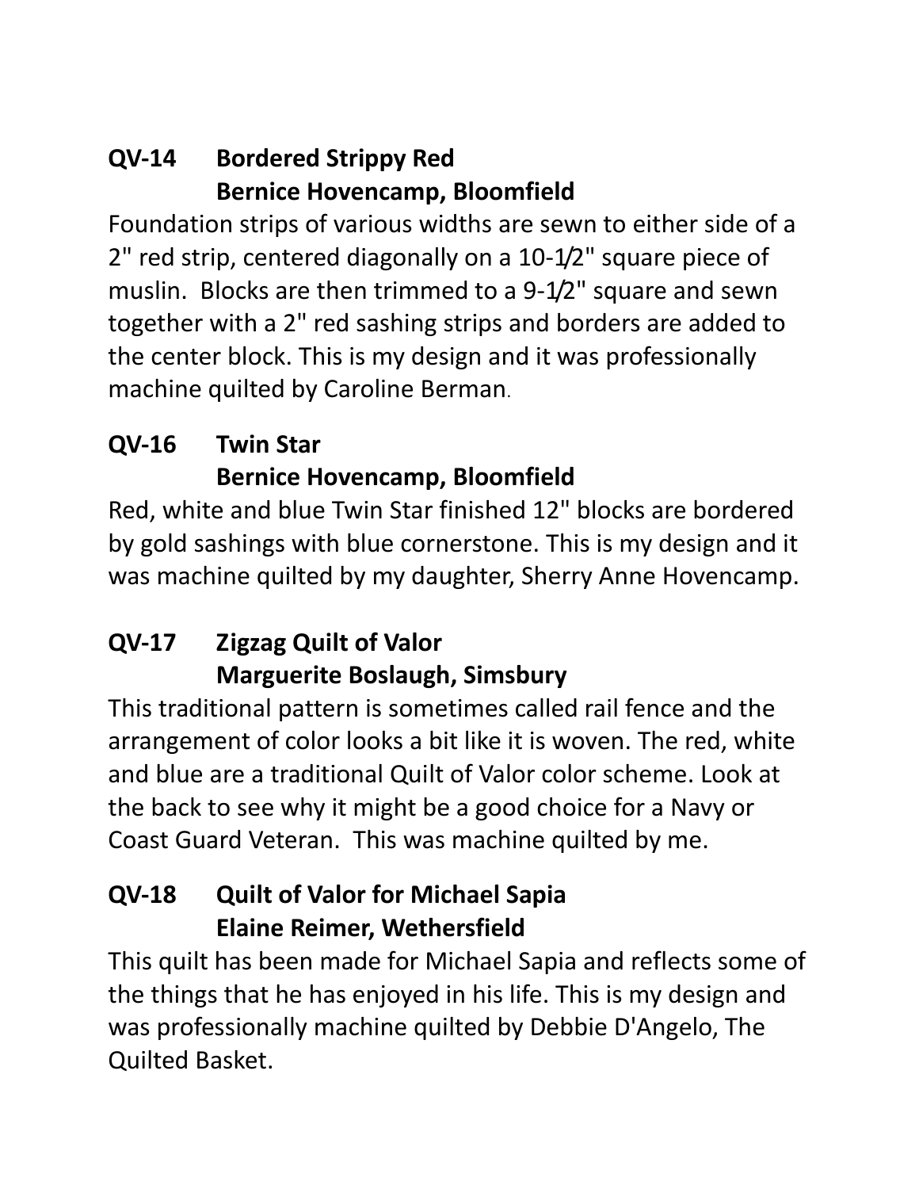**QV-14 Bordered Strippy Red**
**Bernice Hovencamp, Bloomfield**

Foundation strips of various widths are sewn to either side of a 2" red strip, centered diagonally on a 10-1/2" square piece of muslin. Blocks are then trimmed to a 9-1/2" square and sewn together with a 2" red sashing strips and borders are added to the center block. This is my design and it was professionally machine quilted by Caroline Berman.

**QV-16 Twin Star**
**Bernice Hovencamp, Bloomfield**

Red, white and blue Twin Star finished 12" blocks are bordered by gold sashings with blue cornerstone. This is my design and it was machine quilted by my daughter, Sherry Anne Hovencamp.

**QV-17 Zigzag Quilt of Valor**
**Marguerite Boslaugh, Simsbury**

This traditional pattern is sometimes called rail fence and the arrangement of color looks a bit like it is woven. The red, white and blue are a traditional Quilt of Valor color scheme. Look at the back to see why it might be a good choice for a Navy or Coast Guard Veteran. This was machine quilted by me.

**QV-18 Quilt of Valor for Michael Sapia**
**Elaine Reimer, Wethersfield**

This quilt has been made for Michael Sapia and reflects some of the things that he has enjoyed in his life. This is my design and was professionally machine quilted by Debbie D'Angelo, The Quilted Basket.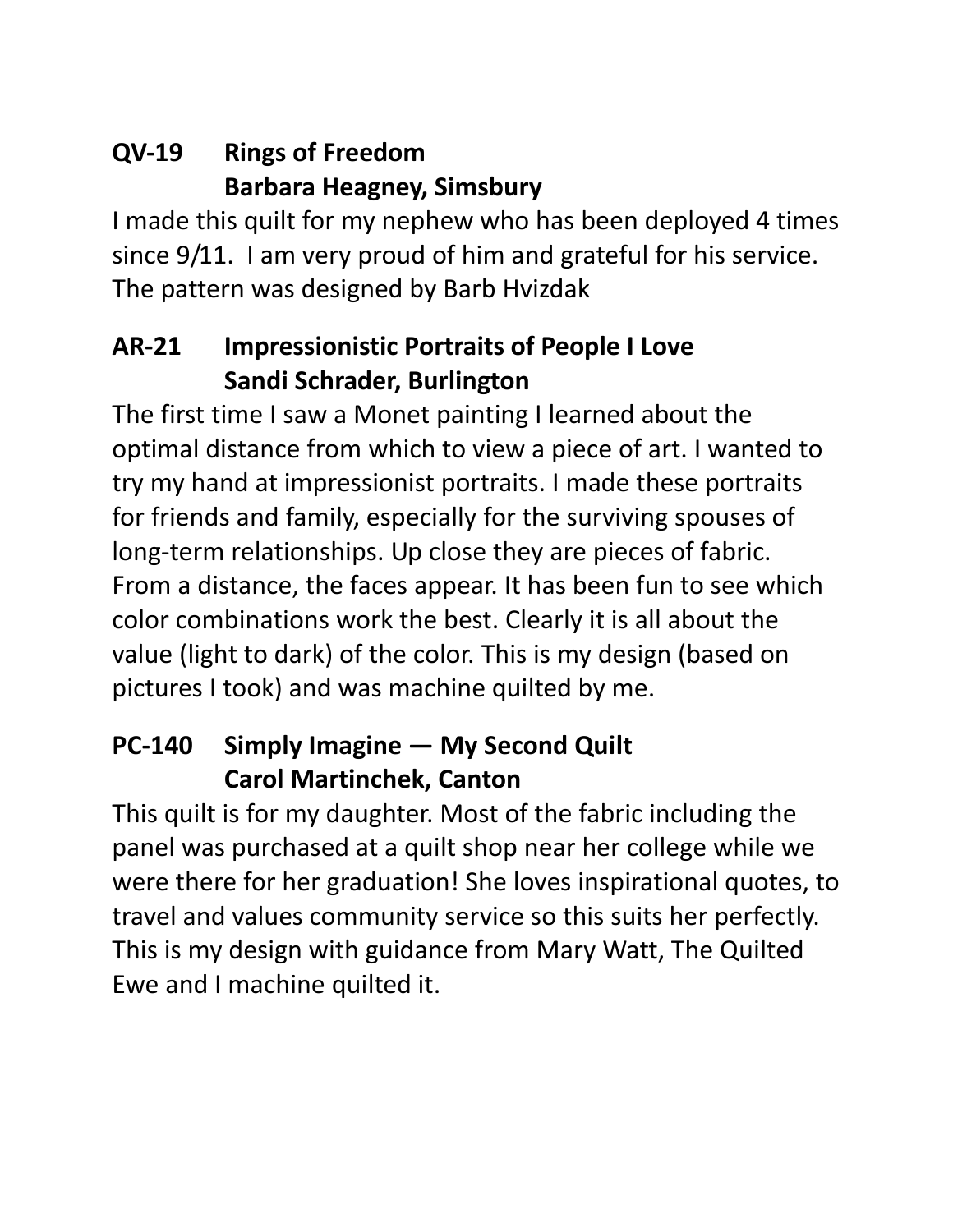**QV-19 Rings of Freedom**
**Barbara Heagney, Simsbury**

I made this quilt for my nephew who has been deployed 4 times since 9/11. I am very proud of him and grateful for his service. The pattern was designed by Barb Hvizdak

**AR-21 Impressionistic Portraits of People I Love**
**Sandi Schrader, Burlington**

The first time I saw a Monet painting I learned about the optimal distance from which to view a piece of art. I wanted to try my hand at impressionist portraits. I made these portraits for friends and family, especially for the surviving spouses of long-term relationships. Up close they are pieces of fabric. From a distance, the faces appear. It has been fun to see which color combinations work the best. Clearly it is all about the value (light to dark) of the color. This is my design (based on pictures I took) and was machine quilted by me.

**PC-140 Simply Imagine — My Second Quilt**
**Carol Martinchek, Canton**

This quilt is for my daughter. Most of the fabric including the panel was purchased at a quilt shop near her college while we were there for her graduation! She loves inspirational quotes, to travel and values community service so this suits her perfectly. This is my design with guidance from Mary Watt, The Quilted Ewe and I machine quilted it.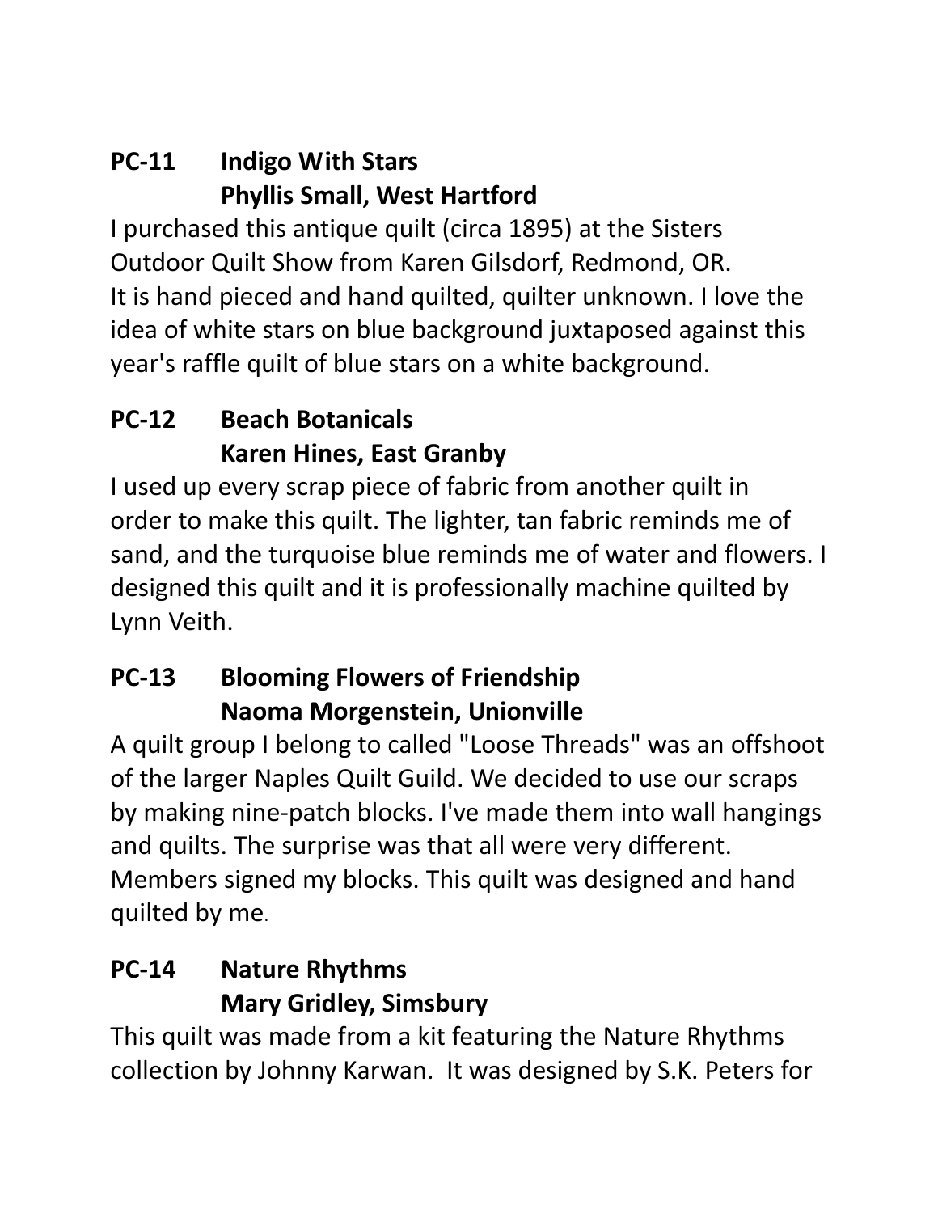**PC-11 Indigo With Stars**
**Phyllis Small, West Hartford**

I purchased this antique quilt (circa 1895) at the Sisters Outdoor Quilt Show from Karen Gilsdorf, Redmond, OR. It is hand pieced and hand quilted, quilter unknown. I love the idea of white stars on blue background juxtaposed against this year's raffle quilt of blue stars on a white background.

**PC-12 Beach Botanicals**
**Karen Hines, East Granby**

I used up every scrap piece of fabric from another quilt in order to make this quilt. The lighter, tan fabric reminds me of sand, and the turquoise blue reminds me of water and flowers. I designed this quilt and it is professionally machine quilted by Lynn Veith.

**PC-13 Blooming Flowers of Friendship**
**Naoma Morgenstein, Unionville**

A quilt group I belong to called "Loose Threads" was an offshoot of the larger Naples Quilt Guild. We decided to use our scraps by making nine-patch blocks. I've made them into wall hangings and quilts. The surprise was that all were very different. Members signed my blocks. This quilt was designed and hand quilted by me.

**PC-14 Nature Rhythms**
**Mary Gridley, Simsbury**

This quilt was made from a kit featuring the Nature Rhythms collection by Johnny Karwan. It was designed by S.K. Peters for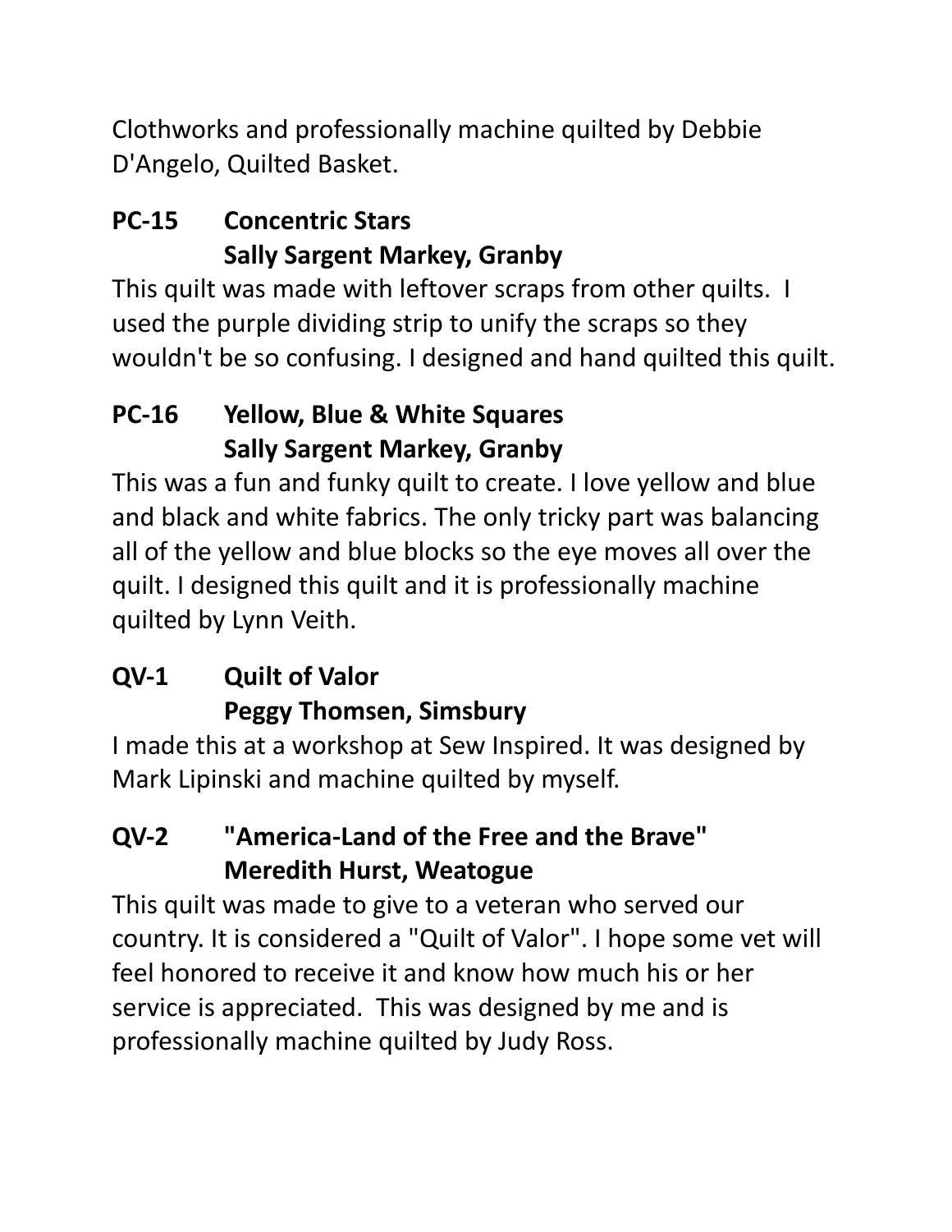Clothworks and professionally machine quilted by Debbie D'Angelo, Quilted Basket.

**PC-15 Concentric Stars**
**Sally Sargent Markey, Granby**

This quilt was made with leftover scraps from other quilts. I used the purple dividing strip to unify the scraps so they wouldn't be so confusing. I designed and hand quilted this quilt.

**PC-16 Yellow, Blue & White Squares**
**Sally Sargent Markey, Granby**

This was a fun and funky quilt to create. I love yellow and blue and black and white fabrics. The only tricky part was balancing all of the yellow and blue blocks so the eye moves all over the quilt. I designed this quilt and it is professionally machine quilted by Lynn Veith.

**QV-1 Quilt of Valor**
**Peggy Thomsen, Simsbury**

I made this at a workshop at Sew Inspired. It was designed by Mark Lipinski and machine quilted by myself.

**QV-2 "America-Land of the Free and the Brave"**
**Meredith Hurst, Weatogue**

This quilt was made to give to a veteran who served our country. It is considered a "Quilt of Valor". I hope some vet will feel honored to receive it and know how much his or her service is appreciated. This was designed by me and is professionally machine quilted by Judy Ross.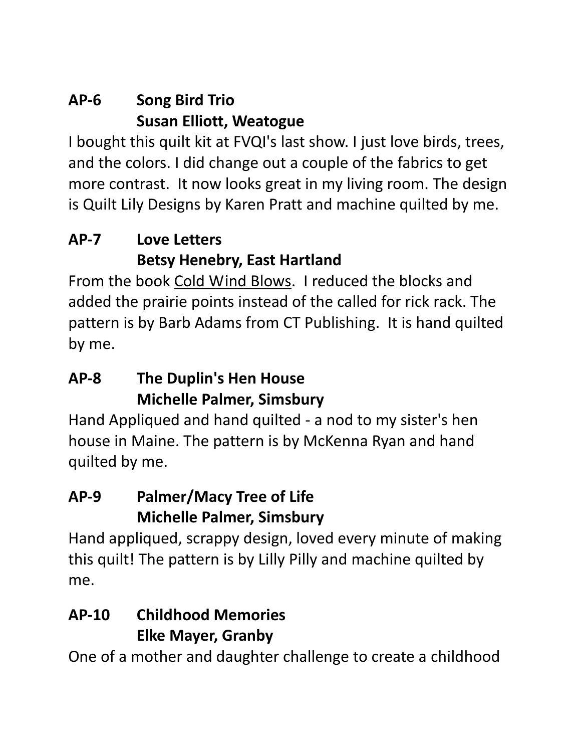**AP-6 Song Bird Trio**
**Susan Elliott, Weatogue**

I bought this quilt kit at FVQI's last show. I just love birds, trees, and the colors. I did change out a couple of the fabrics to get more contrast. It now looks great in my living room. The design is Quilt Lily Designs by Karen Pratt and machine quilted by me.

**AP-7 Love Letters**
**Betsy Henebry, East Hartland**

From the book <u>Cold Wind Blows</u>. I reduced the blocks and added the prairie points instead of the called for rick rack. The pattern is by Barb Adams from CT Publishing. It is hand quilted by me.

**AP-8 The Duplin's Hen House**
**Michelle Palmer, Simsbury**

Hand Appliqued and hand quilted - a nod to my sister's hen house in Maine. The pattern is by McKenna Ryan and hand quilted by me.

**AP-9 Palmer/Macy Tree of Life**
**Michelle Palmer, Simsbury**

Hand appliqued, scrappy design, loved every minute of making this quilt! The pattern is by Lilly Pilly and machine quilted by me.

**AP-10 Childhood Memories**
**Elke Mayer, Granby**

One of a mother and daughter challenge to create a childhood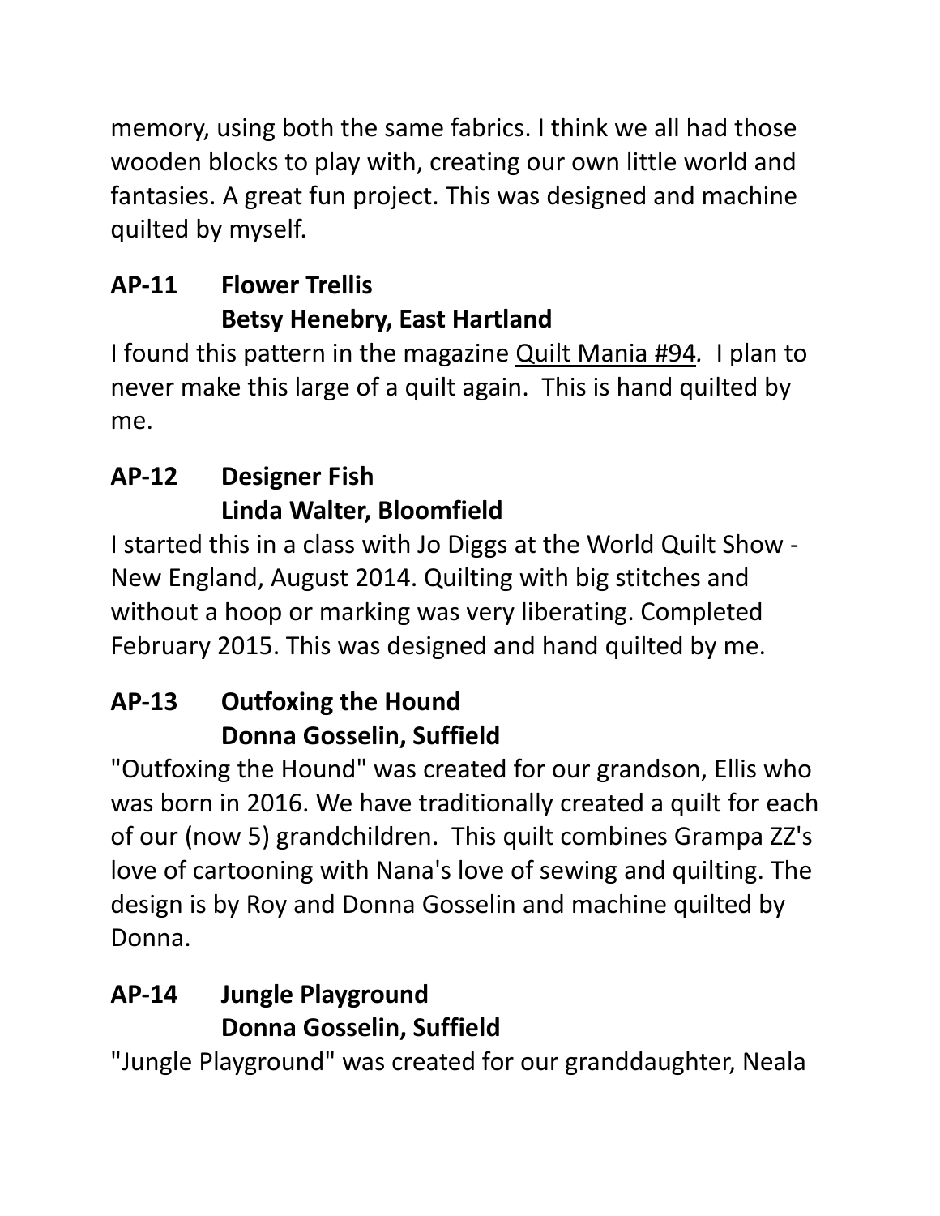memory, using both the same fabrics. I think we all had those wooden blocks to play with, creating our own little world and fantasies. A great fun project. This was designed and machine quilted by myself.

**AP-11 Flower Trellis**
**Betsy Henebry, East Hartland**

I found this pattern in the magazine Quilt Mania #94. I plan to never make this large of a quilt again. This is hand quilted by me.

**AP-12 Designer Fish**
**Linda Walter, Bloomfield**

I started this in a class with Jo Diggs at the World Quilt Show - New England, August 2014. Quilting with big stitches and without a hoop or marking was very liberating. Completed February 2015. This was designed and hand quilted by me.

**AP-13 Outfoxing the Hound**
**Donna Gosselin, Suffield**

"Outfoxing the Hound" was created for our grandson, Ellis who was born in 2016. We have traditionally created a quilt for each of our (now 5) grandchildren. This quilt combines Grampa ZZ's love of cartooning with Nana's love of sewing and quilting. The design is by Roy and Donna Gosselin and machine quilted by Donna.

**AP-14 Jungle Playground**
**Donna Gosselin, Suffield**

"Jungle Playground" was created for our granddaughter, Neala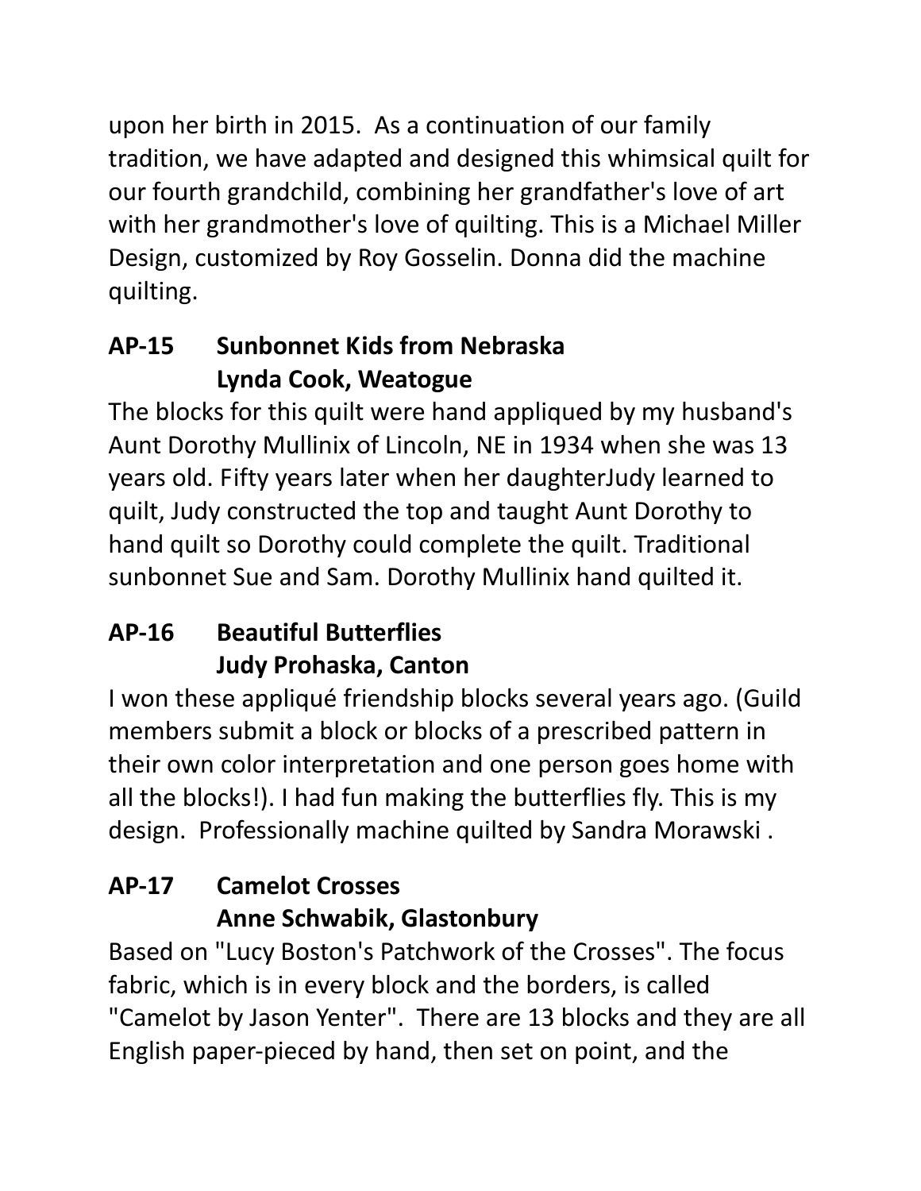upon her birth in 2015. As a continuation of our family tradition, we have adapted and designed this whimsical quilt for our fourth grandchild, combining her grandfather's love of art with her grandmother's love of quilting. This is a Michael Miller Design, customized by Roy Gosselin. Donna did the machine quilting.

## AP-15 Sunbonnet Kids from Nebraska
## Lynda Cook, Weatogue

The blocks for this quilt were hand appliqued by my husband's Aunt Dorothy Mullinix of Lincoln, NE in 1934 when she was 13 years old. Fifty years later when her daughterJudy learned to quilt, Judy constructed the top and taught Aunt Dorothy to hand quilt so Dorothy could complete the quilt. Traditional sunbonnet Sue and Sam. Dorothy Mullinix hand quilted it.

## AP-16 Beautiful Butterflies
## Judy Prohaska, Canton

I won these appliqué friendship blocks several years ago. (Guild members submit a block or blocks of a prescribed pattern in their own color interpretation and one person goes home with all the blocks!). I had fun making the butterflies fly. This is my design. Professionally machine quilted by Sandra Morawski .

## AP-17 Camelot Crosses
## Anne Schwabik, Glastonbury

Based on "Lucy Boston's Patchwork of the Crosses". The focus fabric, which is in every block and the borders, is called "Camelot by Jason Yenter". There are 13 blocks and they are all English paper-pieced by hand, then set on point, and the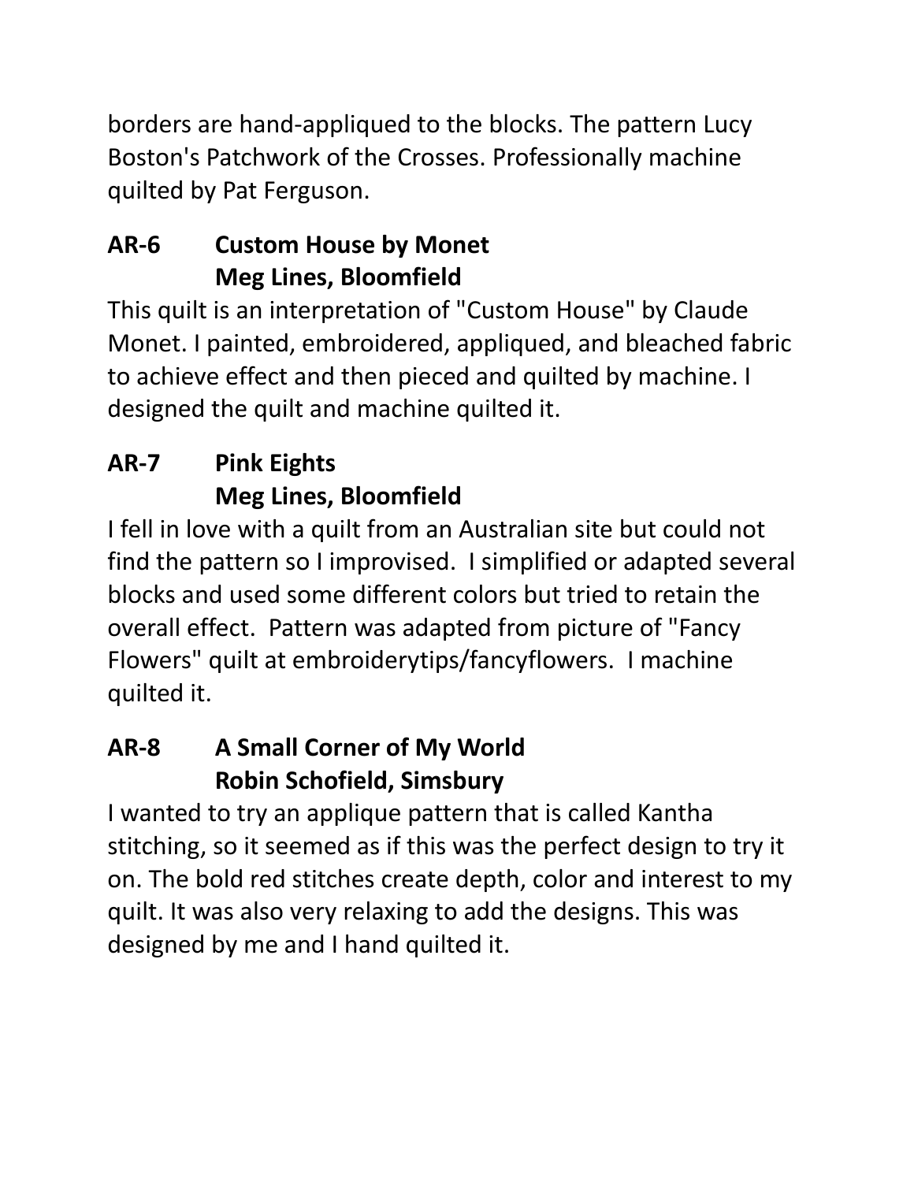borders are hand-appliqued to the blocks. The pattern Lucy Boston's Patchwork of the Crosses. Professionally machine quilted by Pat Ferguson.

**AR-6 Custom House by Monet**
**Meg Lines, Bloomfield**

This quilt is an interpretation of "Custom House" by Claude Monet. I painted, embroidered, appliqued, and bleached fabric to achieve effect and then pieced and quilted by machine. I designed the quilt and machine quilted it.

**AR-7 Pink Eights**
**Meg Lines, Bloomfield**

I fell in love with a quilt from an Australian site but could not find the pattern so I improvised. I simplified or adapted several blocks and used some different colors but tried to retain the overall effect. Pattern was adapted from picture of "Fancy Flowers" quilt at embroiderytips/fancyflowers. I machine quilted it.

**AR-8 A Small Corner of My World**
**Robin Schofield, Simsbury**

I wanted to try an applique pattern that is called Kantha stitching, so it seemed as if this was the perfect design to try it on. The bold red stitches create depth, color and interest to my quilt. It was also very relaxing to add the designs. This was designed by me and I hand quilted it.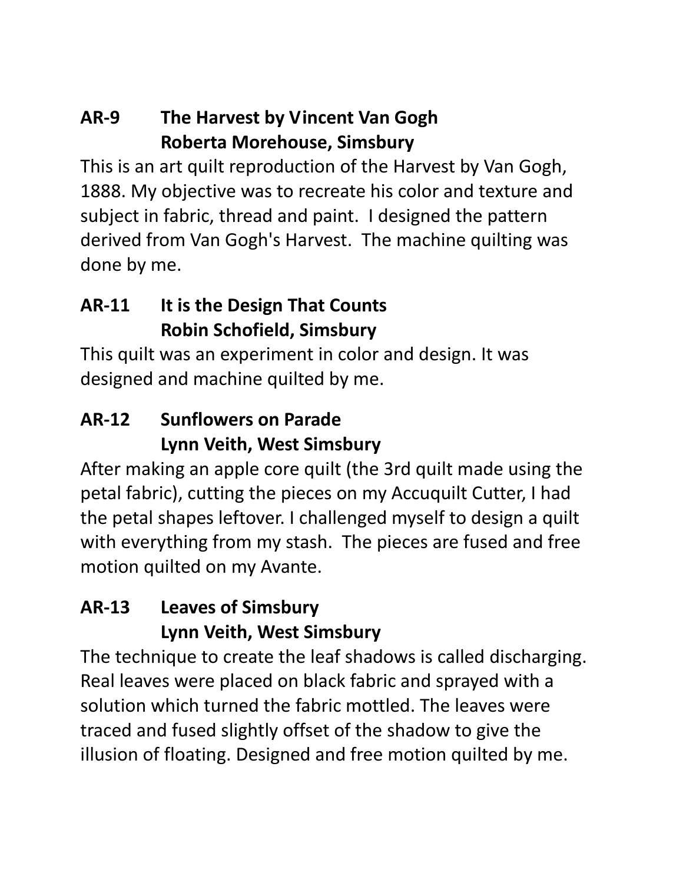**AR-9 The Harvest by Vincent Van Gogh**
**Roberta Morehouse, Simsbury**

This is an art quilt reproduction of the Harvest by Van Gogh, 1888. My objective was to recreate his color and texture and subject in fabric, thread and paint. I designed the pattern derived from Van Gogh's Harvest. The machine quilting was done by me.

**AR-11 It is the Design That Counts**
**Robin Schofield, Simsbury**

This quilt was an experiment in color and design. It was designed and machine quilted by me.

**AR-12 Sunflowers on Parade**
**Lynn Veith, West Simsbury**

After making an apple core quilt (the 3rd quilt made using the petal fabric), cutting the pieces on my Accuquilt Cutter, I had the petal shapes leftover. I challenged myself to design a quilt with everything from my stash. The pieces are fused and free motion quilted on my Avante.

**AR-13 Leaves of Simsbury**
**Lynn Veith, West Simsbury**

The technique to create the leaf shadows is called discharging. Real leaves were placed on black fabric and sprayed with a solution which turned the fabric mottled. The leaves were traced and fused slightly offset of the shadow to give the illusion of floating. Designed and free motion quilted by me.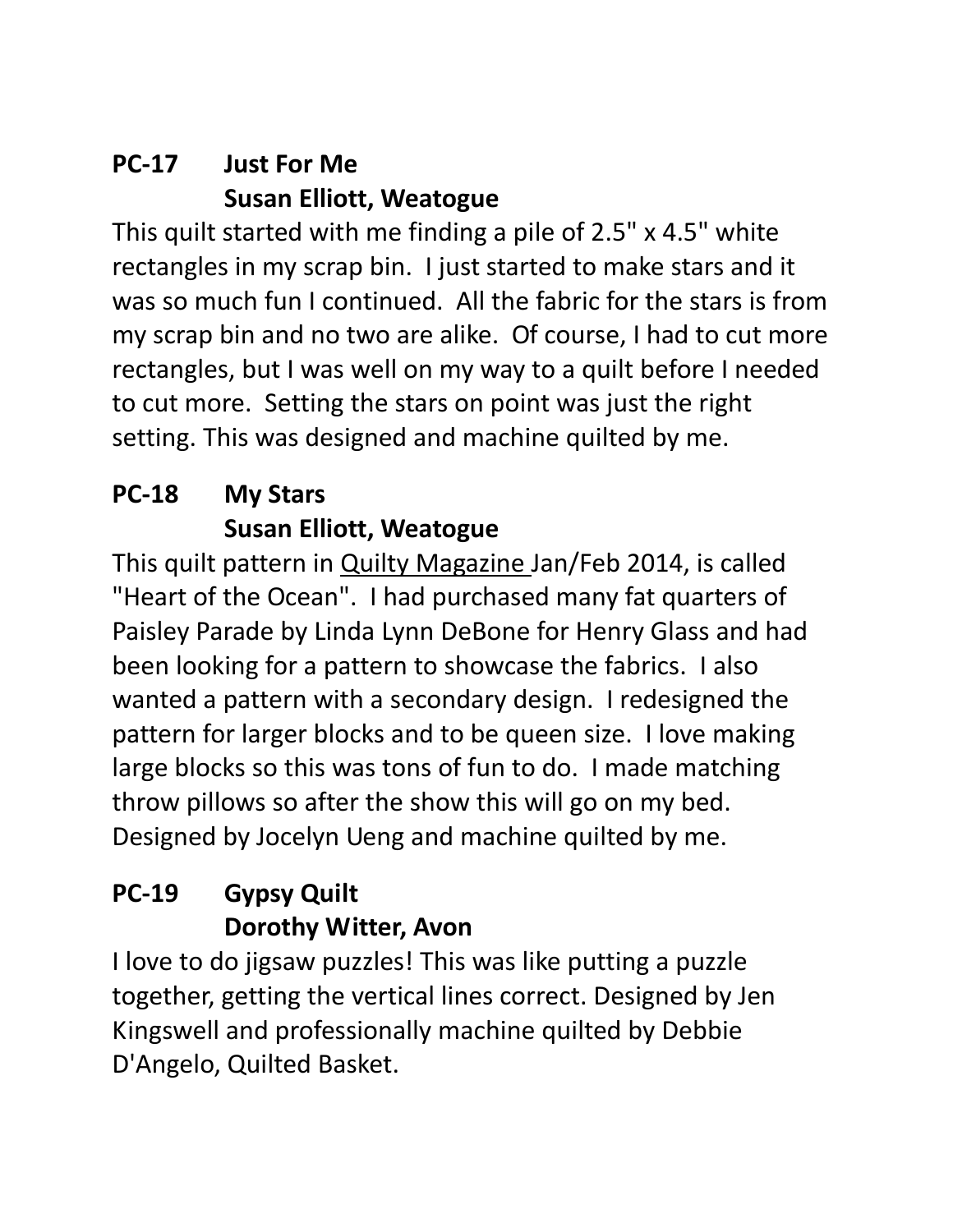**PC-17 Just For Me**
**Susan Elliott, Weatogue**

This quilt started with me finding a pile of 2.5" x 4.5" white rectangles in my scrap bin. I just started to make stars and it was so much fun I continued. All the fabric for the stars is from my scrap bin and no two are alike. Of course, I had to cut more rectangles, but I was well on my way to a quilt before I needed to cut more. Setting the stars on point was just the right setting. This was designed and machine quilted by me.

**PC-18 My Stars**
**Susan Elliott, Weatogue**

This quilt pattern in <u>Quilty Magazine</u> Jan/Feb 2014, is called "Heart of the Ocean". I had purchased many fat quarters of Paisley Parade by Linda Lynn DeBone for Henry Glass and had been looking for a pattern to showcase the fabrics. I also wanted a pattern with a secondary design. I redesigned the pattern for larger blocks and to be queen size. I love making large blocks so this was tons of fun to do. I made matching throw pillows so after the show this will go on my bed. Designed by Jocelyn Ueng and machine quilted by me.

**PC-19 Gypsy Quilt**
**Dorothy Witter, Avon**

I love to do jigsaw puzzles! This was like putting a puzzle together, getting the vertical lines correct. Designed by Jen Kingswell and professionally machine quilted by Debbie D'Angelo, Quilted Basket.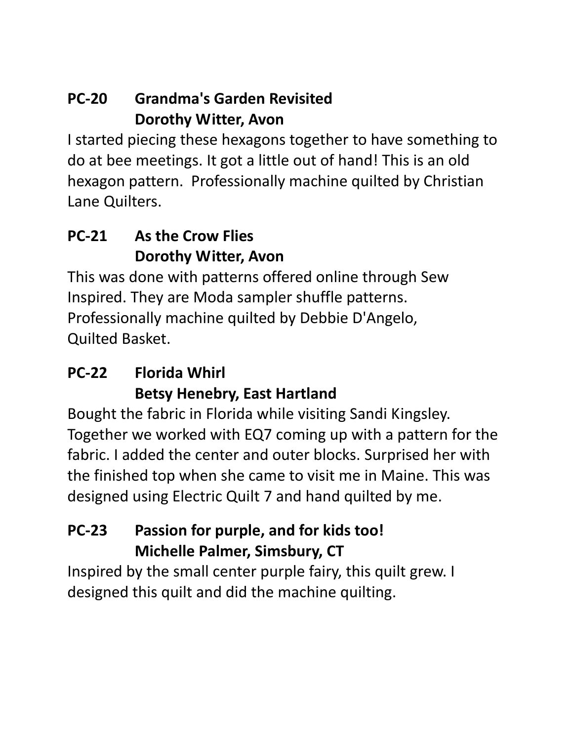**PC-20 Grandma's Garden Revisited**
**Dorothy Witter, Avon**

I started piecing these hexagons together to have something to do at bee meetings. It got a little out of hand! This is an old hexagon pattern. Professionally machine quilted by Christian Lane Quilters.

**PC-21 As the Crow Flies**
**Dorothy Witter, Avon**

This was done with patterns offered online through Sew Inspired. They are Moda sampler shuffle patterns. Professionally machine quilted by Debbie D'Angelo, Quilted Basket.

**PC-22 Florida Whirl**
**Betsy Henebry, East Hartland**

Bought the fabric in Florida while visiting Sandi Kingsley. Together we worked with EQ7 coming up with a pattern for the fabric. I added the center and outer blocks. Surprised her with the finished top when she came to visit me in Maine. This was designed using Electric Quilt 7 and hand quilted by me.

**PC-23 Passion for purple, and for kids too!**
**Michelle Palmer, Simsbury, CT**

Inspired by the small center purple fairy, this quilt grew. I designed this quilt and did the machine quilting.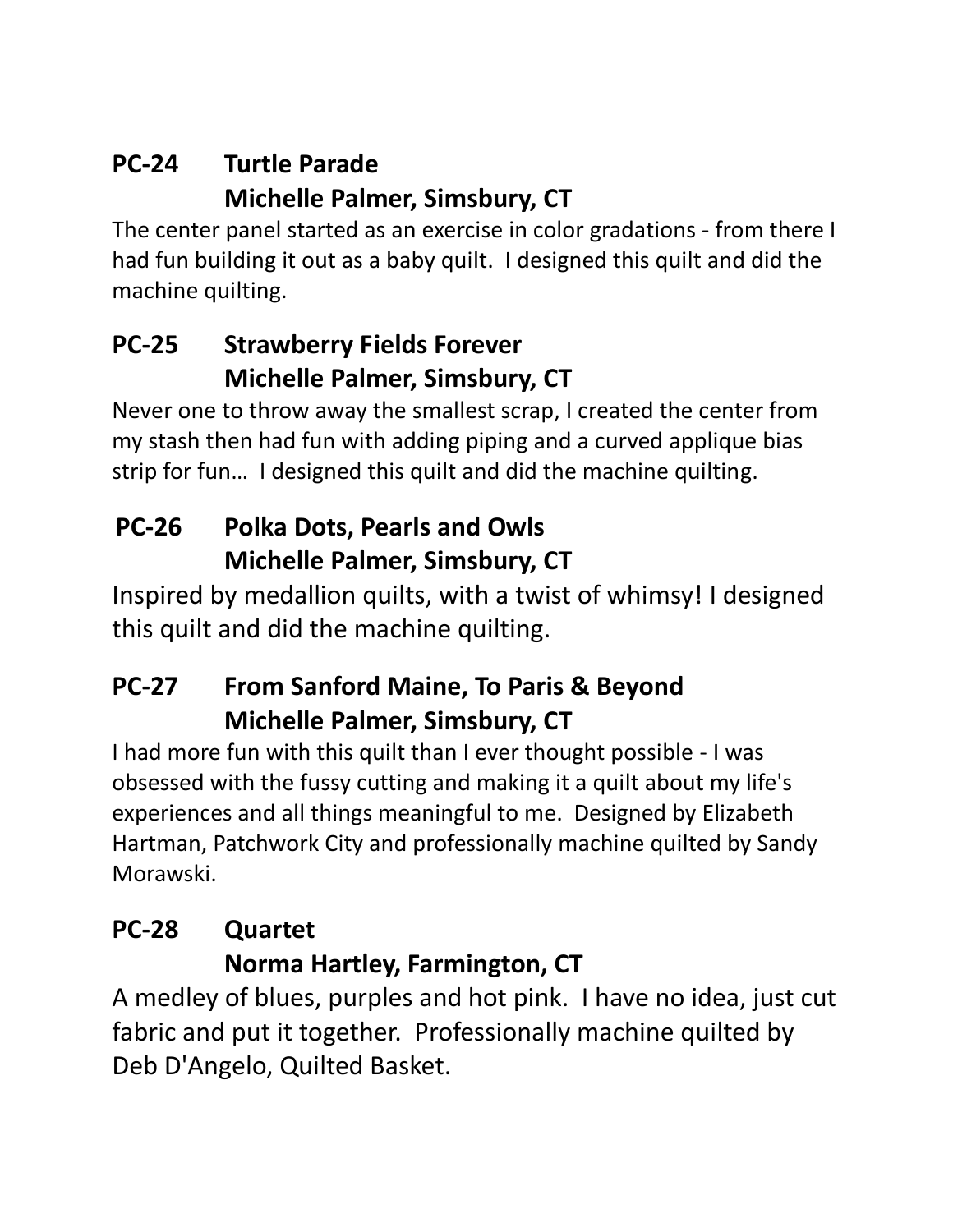**PC-24 Turtle Parade**
**Michelle Palmer, Simsbury, CT**

The center panel started as an exercise in color gradations - from there I had fun building it out as a baby quilt. I designed this quilt and did the machine quilting.

**PC-25 Strawberry Fields Forever**
**Michelle Palmer, Simsbury, CT**

Never one to throw away the smallest scrap, I created the center from my stash then had fun with adding piping and a curved applique bias strip for fun… I designed this quilt and did the machine quilting.

**PC-26 Polka Dots, Pearls and Owls**
**Michelle Palmer, Simsbury, CT**

Inspired by medallion quilts, with a twist of whimsy! I designed this quilt and did the machine quilting.

**PC-27 From Sanford Maine, To Paris & Beyond**
**Michelle Palmer, Simsbury, CT**

I had more fun with this quilt than I ever thought possible - I was obsessed with the fussy cutting and making it a quilt about my life's experiences and all things meaningful to me. Designed by Elizabeth Hartman, Patchwork City and professionally machine quilted by Sandy Morawski.

**PC-28 Quartet**
**Norma Hartley, Farmington, CT**

A medley of blues, purples and hot pink. I have no idea, just cut fabric and put it together. Professionally machine quilted by Deb D'Angelo, Quilted Basket.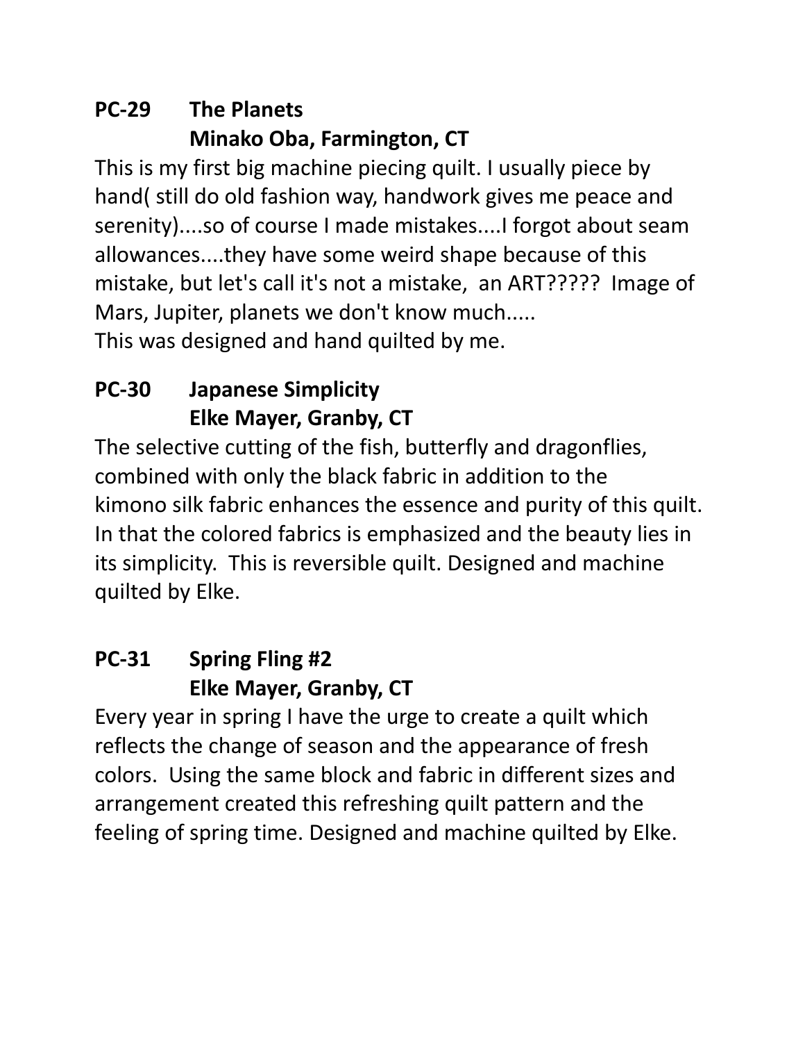**PC-29 The Planets**
**Minako Oba, Farmington, CT**

This is my first big machine piecing quilt. I usually piece by hand( still do old fashion way, handwork gives me peace and serenity)....so of course I made mistakes....I forgot about seam allowances....they have some weird shape because of this mistake, but let's call it's not a mistake, an ART????? Image of Mars, Jupiter, planets we don't know much.....
This was designed and hand quilted by me.

**PC-30 Japanese Simplicity**
**Elke Mayer, Granby, CT**

The selective cutting of the fish, butterfly and dragonflies, combined with only the black fabric in addition to the kimono silk fabric enhances the essence and purity of this quilt. In that the colored fabrics is emphasized and the beauty lies in its simplicity. This is reversible quilt. Designed and machine quilted by Elke.

**PC-31 Spring Fling #2**
**Elke Mayer, Granby, CT**

Every year in spring I have the urge to create a quilt which reflects the change of season and the appearance of fresh colors. Using the same block and fabric in different sizes and arrangement created this refreshing quilt pattern and the feeling of spring time. Designed and machine quilted by Elke.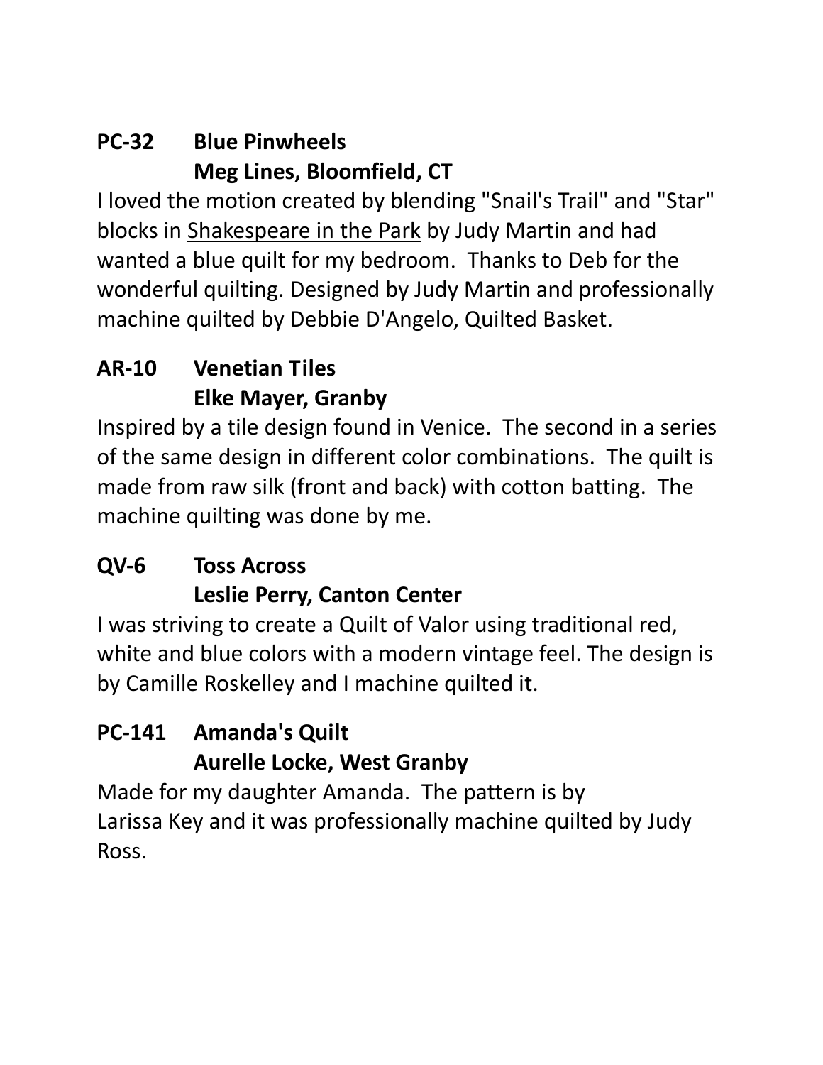**PC-32 Blue Pinwheels**
**Meg Lines, Bloomfield, CT**

I loved the motion created by blending "Snail's Trail" and "Star" blocks in Shakespeare in the Park by Judy Martin and had wanted a blue quilt for my bedroom. Thanks to Deb for the wonderful quilting. Designed by Judy Martin and professionally machine quilted by Debbie D'Angelo, Quilted Basket.

**AR-10 Venetian Tiles**
**Elke Mayer, Granby**

Inspired by a tile design found in Venice. The second in a series of the same design in different color combinations. The quilt is made from raw silk (front and back) with cotton batting. The machine quilting was done by me.

**QV-6 Toss Across**
**Leslie Perry, Canton Center**

I was striving to create a Quilt of Valor using traditional red, white and blue colors with a modern vintage feel. The design is by Camille Roskelley and I machine quilted it.

**PC-141 Amanda's Quilt**
**Aurelle Locke, West Granby**

Made for my daughter Amanda. The pattern is by Larissa Key and it was professionally machine quilted by Judy Ross.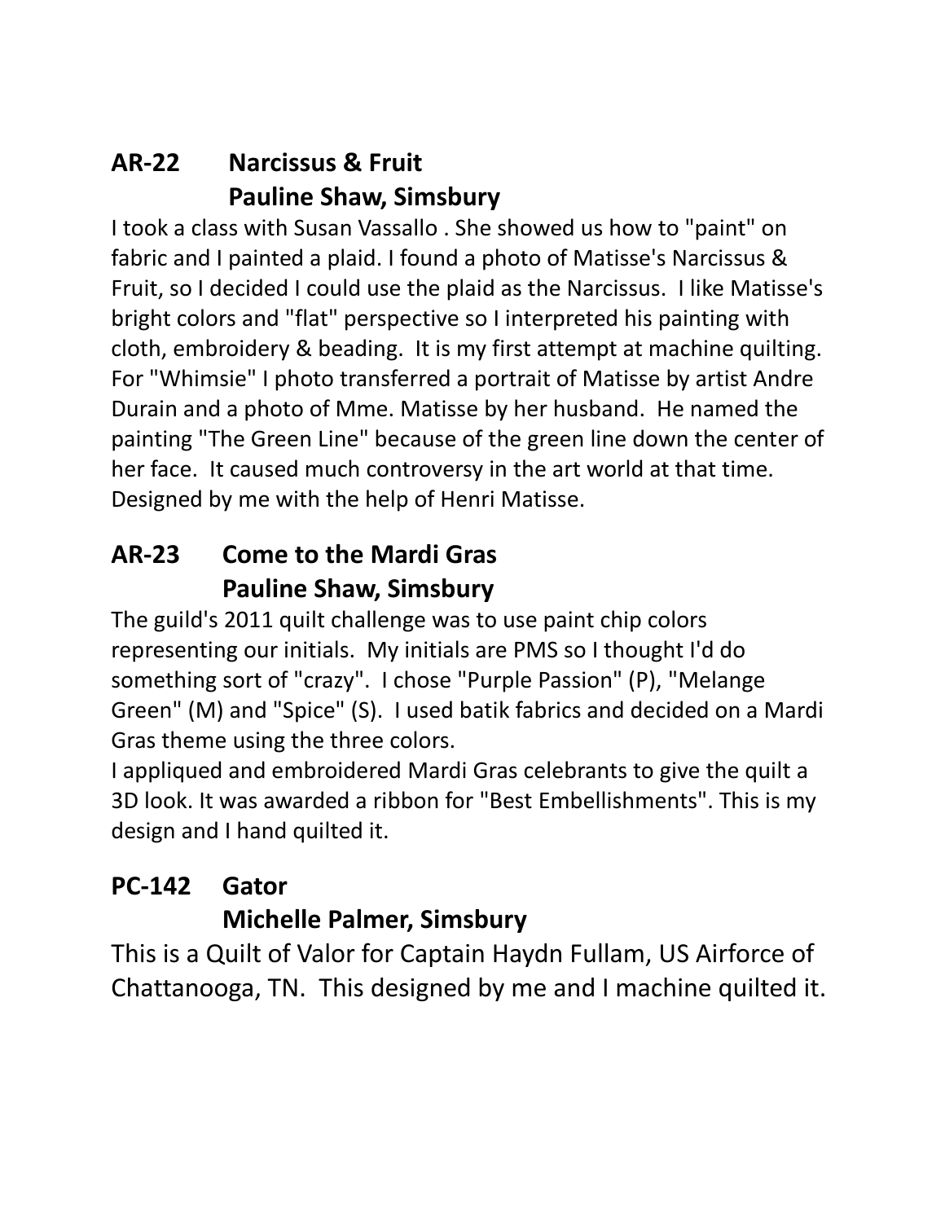## AR-22 Narcissus & Fruit
## Pauline Shaw, Simsbury

I took a class with Susan Vassallo . She showed us how to "paint" on fabric and I painted a plaid. I found a photo of Matisse's Narcissus & Fruit, so I decided I could use the plaid as the Narcissus. I like Matisse's bright colors and "flat" perspective so I interpreted his painting with cloth, embroidery & beading. It is my first attempt at machine quilting. For "Whimsie" I photo transferred a portrait of Matisse by artist Andre Durain and a photo of Mme. Matisse by her husband. He named the painting "The Green Line" because of the green line down the center of her face. It caused much controversy in the art world at that time. Designed by me with the help of Henri Matisse.

## AR-23 Come to the Mardi Gras
## Pauline Shaw, Simsbury

The guild's 2011 quilt challenge was to use paint chip colors representing our initials. My initials are PMS so I thought I'd do something sort of "crazy". I chose "Purple Passion" (P), "Melange Green" (M) and "Spice" (S). I used batik fabrics and decided on a Mardi Gras theme using the three colors.

I appliqued and embroidered Mardi Gras celebrants to give the quilt a 3D look. It was awarded a ribbon for "Best Embellishments". This is my design and I hand quilted it.

## PC-142 Gator
## Michelle Palmer, Simsbury

This is a Quilt of Valor for Captain Haydn Fullam, US Airforce of Chattanooga, TN. This designed by me and I machine quilted it.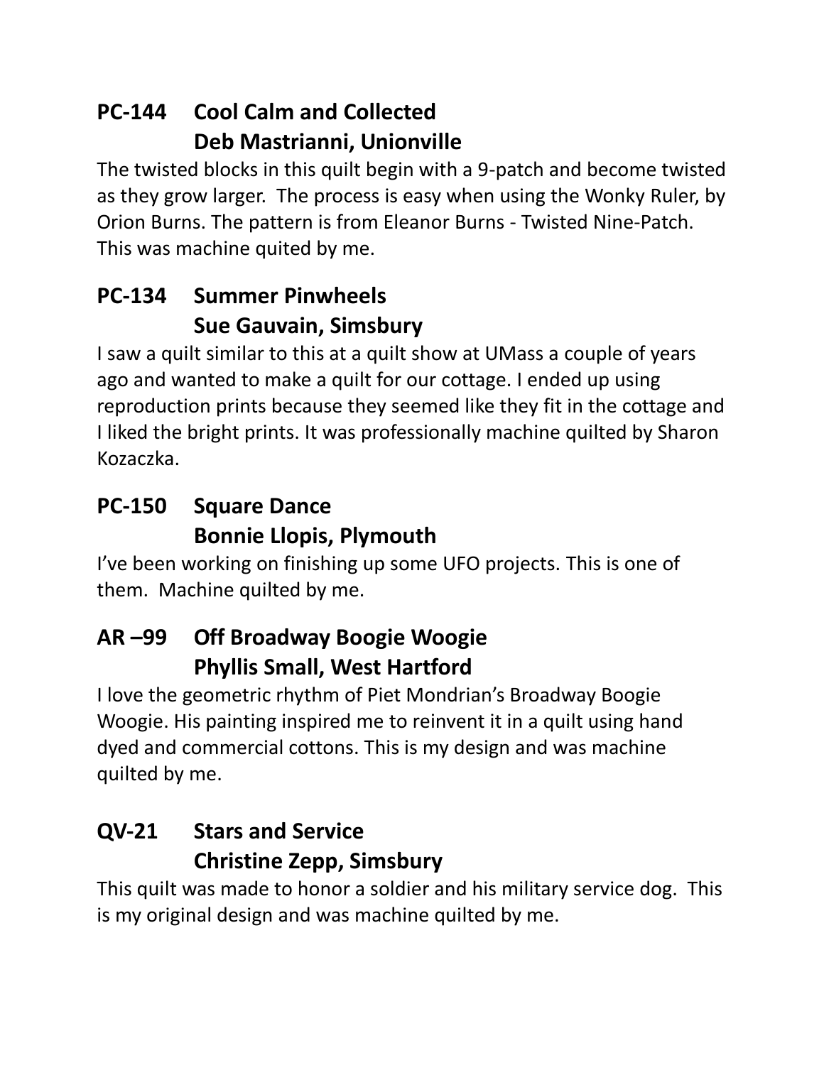## PC-144 Cool Calm and Collected
## Deb Mastrianni, Unionville

The twisted blocks in this quilt begin with a 9-patch and become twisted as they grow larger. The process is easy when using the Wonky Ruler, by Orion Burns. The pattern is from Eleanor Burns - Twisted Nine-Patch. This was machine quited by me.

## PC-134 Summer Pinwheels
## Sue Gauvain, Simsbury

I saw a quilt similar to this at a quilt show at UMass a couple of years ago and wanted to make a quilt for our cottage. I ended up using reproduction prints because they seemed like they fit in the cottage and I liked the bright prints. It was professionally machine quilted by Sharon Kozaczka.

## PC-150 Square Dance
## Bonnie Llopis, Plymouth

I've been working on finishing up some UFO projects. This is one of them. Machine quilted by me.

## AR –99 Off Broadway Boogie Woogie
## Phyllis Small, West Hartford

I love the geometric rhythm of Piet Mondrian's Broadway Boogie Woogie. His painting inspired me to reinvent it in a quilt using hand dyed and commercial cottons. This is my design and was machine quilted by me.

## QV-21 Stars and Service
## Christine Zepp, Simsbury

This quilt was made to honor a soldier and his military service dog. This is my original design and was machine quilted by me.